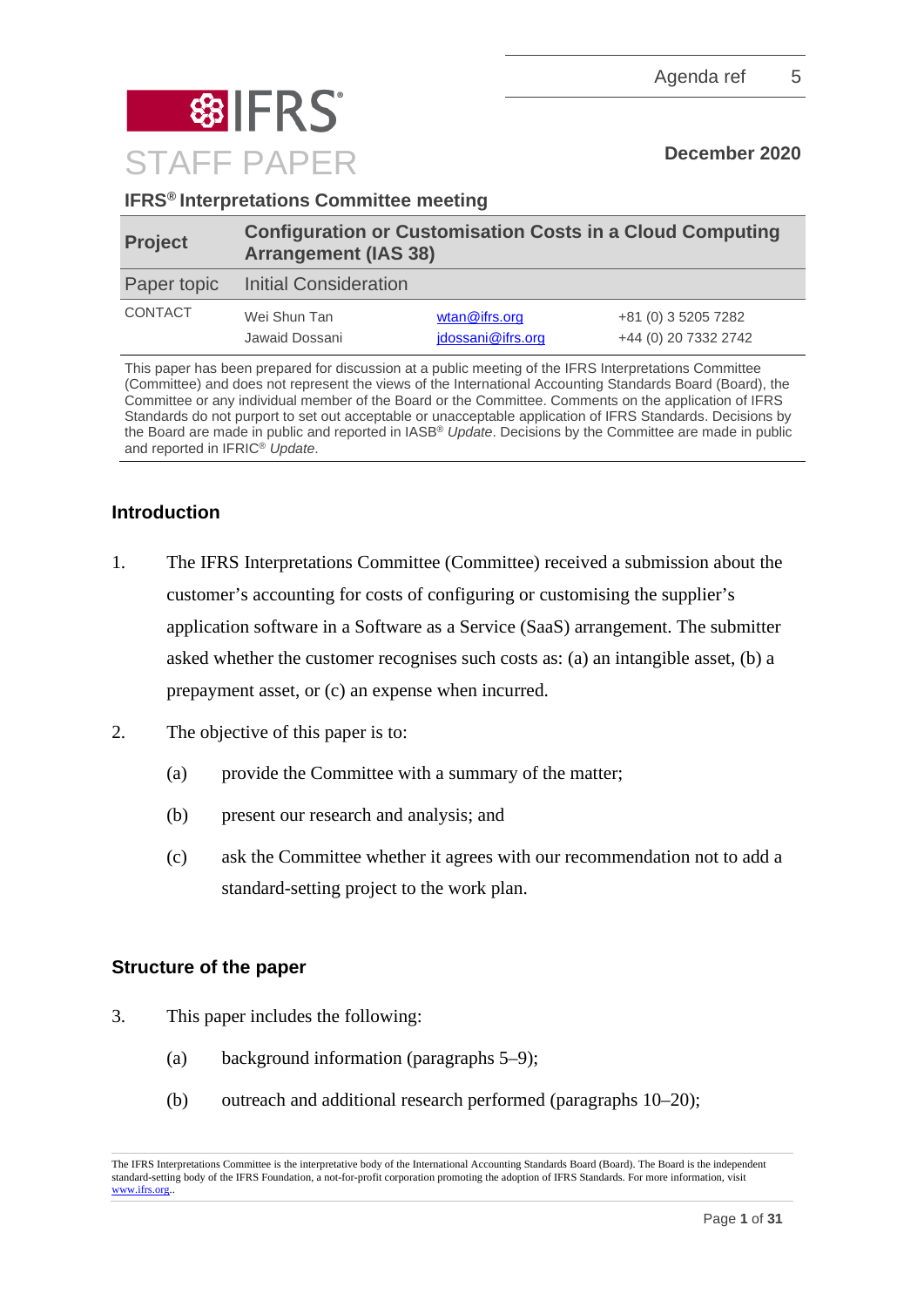IFRS

STAFF PAPER

Agenda ref 5

**December 2020**

**IFRS® Interpretations Committee meeting**

| **Project** | **Configuration or Customisation Costs in a Cloud Computing Arrangement (IAS 38)** | | |
|---|---|---|---|
| Paper topic | Initial Consideration | | |
| CONTACT | Wei Shun Tan | wtan@ifrs.org | +81 (0) 3 5205 7282 |
| | Jawaid Dossani | jdossani@ifrs.org | +44 (0) 20 7332 2742 |

This paper has been prepared for discussion at a public meeting of the IFRS Interpretations Committee (Committee) and does not represent the views of the International Accounting Standards Board (Board), the Committee or any individual member of the Board or the Committee. Comments on the application of IFRS Standards do not purport to set out acceptable or unacceptable application of IFRS Standards. Decisions by the Board are made in public and reported in IASB® *Update*. Decisions by the Committee are made in public and reported in IFRIC® *Update*.

## Introduction

1. The IFRS Interpretations Committee (Committee) received a submission about the customer's accounting for costs of configuring or customising the supplier's application software in a Software as a Service (SaaS) arrangement. The submitter asked whether the customer recognises such costs as: (a) an intangible asset, (b) a prepayment asset, or (c) an expense when incurred.

2. The objective of this paper is to:
   - (a) provide the Committee with a summary of the matter;
   - (b) present our research and analysis; and
   - (c) ask the Committee whether it agrees with our recommendation not to add a standard-setting project to the work plan.

## Structure of the paper

3. This paper includes the following:
   - (a) background information (paragraphs 5–9);
   - (b) outreach and additional research performed (paragraphs 10–20);

The IFRS Interpretations Committee is the interpretative body of the International Accounting Standards Board (Board). The Board is the independent standard-setting body of the IFRS Foundation, a not-for-profit corporation promoting the adoption of IFRS Standards. For more information, visit www.ifrs.org..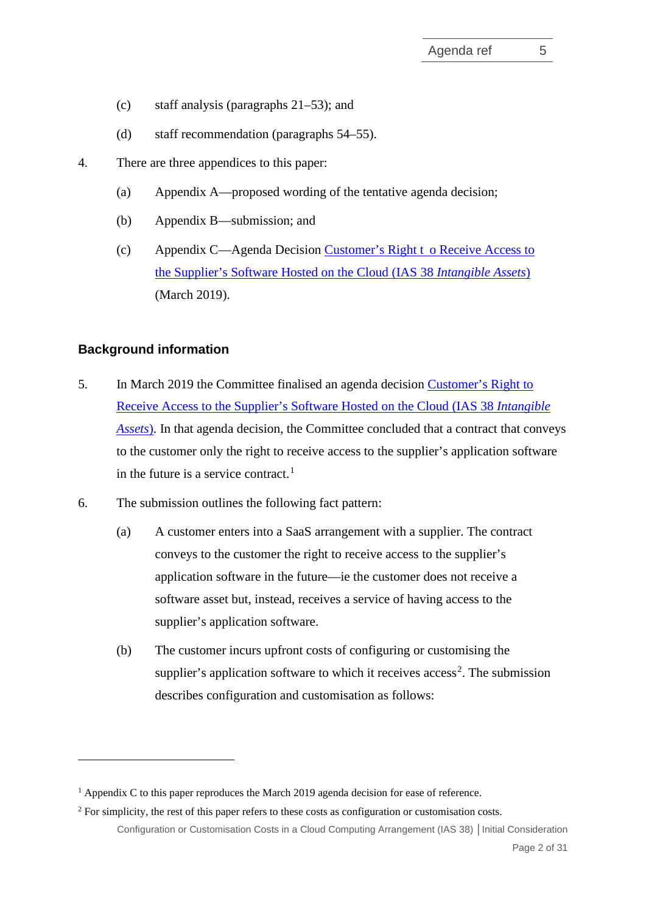(c) staff analysis (paragraphs 21–53); and

(d) staff recommendation (paragraphs 54–55).

4. There are three appendices to this paper:

(a) Appendix A—proposed wording of the tentative agenda decision;

(b) Appendix B—submission; and

(c) Appendix C—Agenda Decision Customer's Right t o Receive Access to the Supplier's Software Hosted on the Cloud (IAS 38 *Intangible Assets*) (March 2019).

## Background information

5. In March 2019 the Committee finalised an agenda decision Customer's Right to Receive Access to the Supplier's Software Hosted on the Cloud (IAS 38 *Intangible Assets*). In that agenda decision, the Committee concluded that a contract that conveys to the customer only the right to receive access to the supplier's application software in the future is a service contract.[1]

6. The submission outlines the following fact pattern:

(a) A customer enters into a SaaS arrangement with a supplier. The contract conveys to the customer the right to receive access to the supplier's application software in the future—ie the customer does not receive a software asset but, instead, receives a service of having access to the supplier's application software.

(b) The customer incurs upfront costs of configuring or customising the supplier's application software to which it receives access[2]. The submission describes configuration and customisation as follows:

---

[1] Appendix C to this paper reproduces the March 2019 agenda decision for ease of reference.

[2] For simplicity, the rest of this paper refers to these costs as configuration or customisation costs.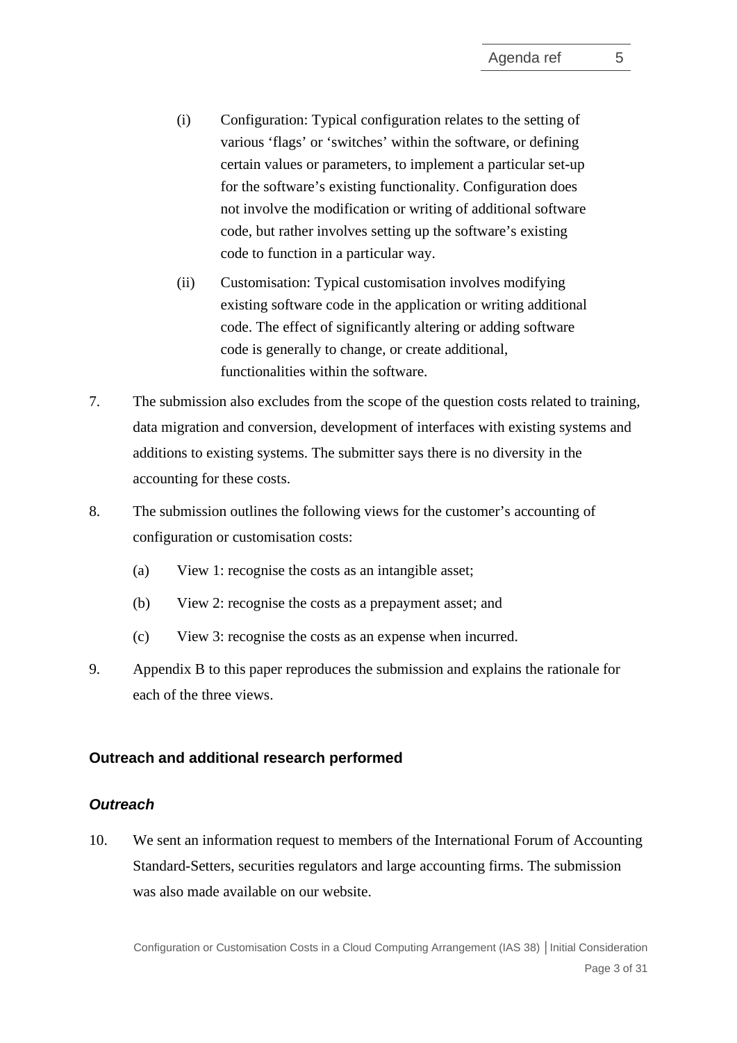(i) Configuration: Typical configuration relates to the setting of various 'flags' or 'switches' within the software, or defining certain values or parameters, to implement a particular set-up for the software's existing functionality. Configuration does not involve the modification or writing of additional software code, but rather involves setting up the software's existing code to function in a particular way.

(ii) Customisation: Typical customisation involves modifying existing software code in the application or writing additional code. The effect of significantly altering or adding software code is generally to change, or create additional, functionalities within the software.

7. The submission also excludes from the scope of the question costs related to training, data migration and conversion, development of interfaces with existing systems and additions to existing systems. The submitter says there is no diversity in the accounting for these costs.

8. The submission outlines the following views for the customer's accounting of configuration or customisation costs:

   (a) View 1: recognise the costs as an intangible asset;

   (b) View 2: recognise the costs as a prepayment asset; and

   (c) View 3: recognise the costs as an expense when incurred.

9. Appendix B to this paper reproduces the submission and explains the rationale for each of the three views.

## Outreach and additional research performed

### *Outreach*

10. We sent an information request to members of the International Forum of Accounting Standard-Setters, securities regulators and large accounting firms. The submission was also made available on our website.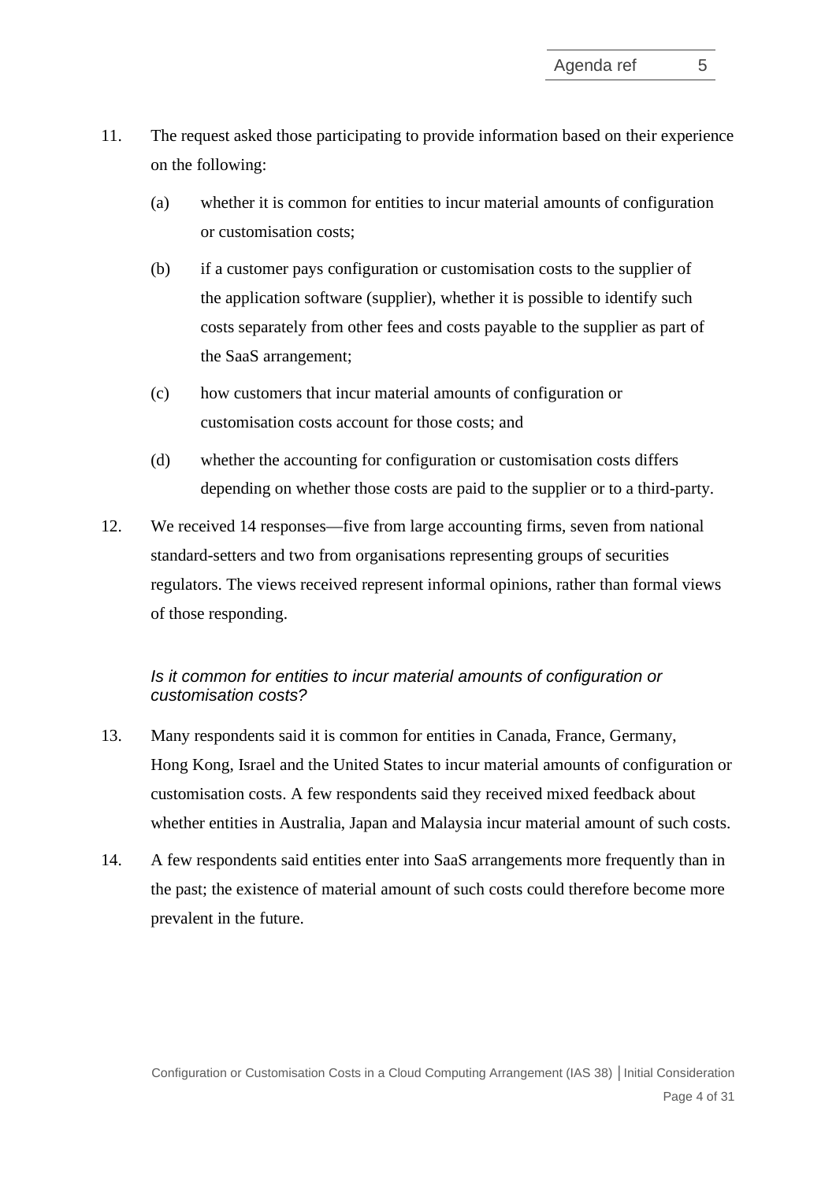11. The request asked those participating to provide information based on their experience on the following:

    (a) whether it is common for entities to incur material amounts of configuration or customisation costs;

    (b) if a customer pays configuration or customisation costs to the supplier of the application software (supplier), whether it is possible to identify such costs separately from other fees and costs payable to the supplier as part of the SaaS arrangement;

    (c) how customers that incur material amounts of configuration or customisation costs account for those costs; and

    (d) whether the accounting for configuration or customisation costs differs depending on whether those costs are paid to the supplier or to a third-party.

12. We received 14 responses—five from large accounting firms, seven from national standard-setters and two from organisations representing groups of securities regulators. The views received represent informal opinions, rather than formal views of those responding.

*Is it common for entities to incur material amounts of configuration or customisation costs?*

13. Many respondents said it is common for entities in Canada, France, Germany, Hong Kong, Israel and the United States to incur material amounts of configuration or customisation costs. A few respondents said they received mixed feedback about whether entities in Australia, Japan and Malaysia incur material amount of such costs.

14. A few respondents said entities enter into SaaS arrangements more frequently than in the past; the existence of material amount of such costs could therefore become more prevalent in the future.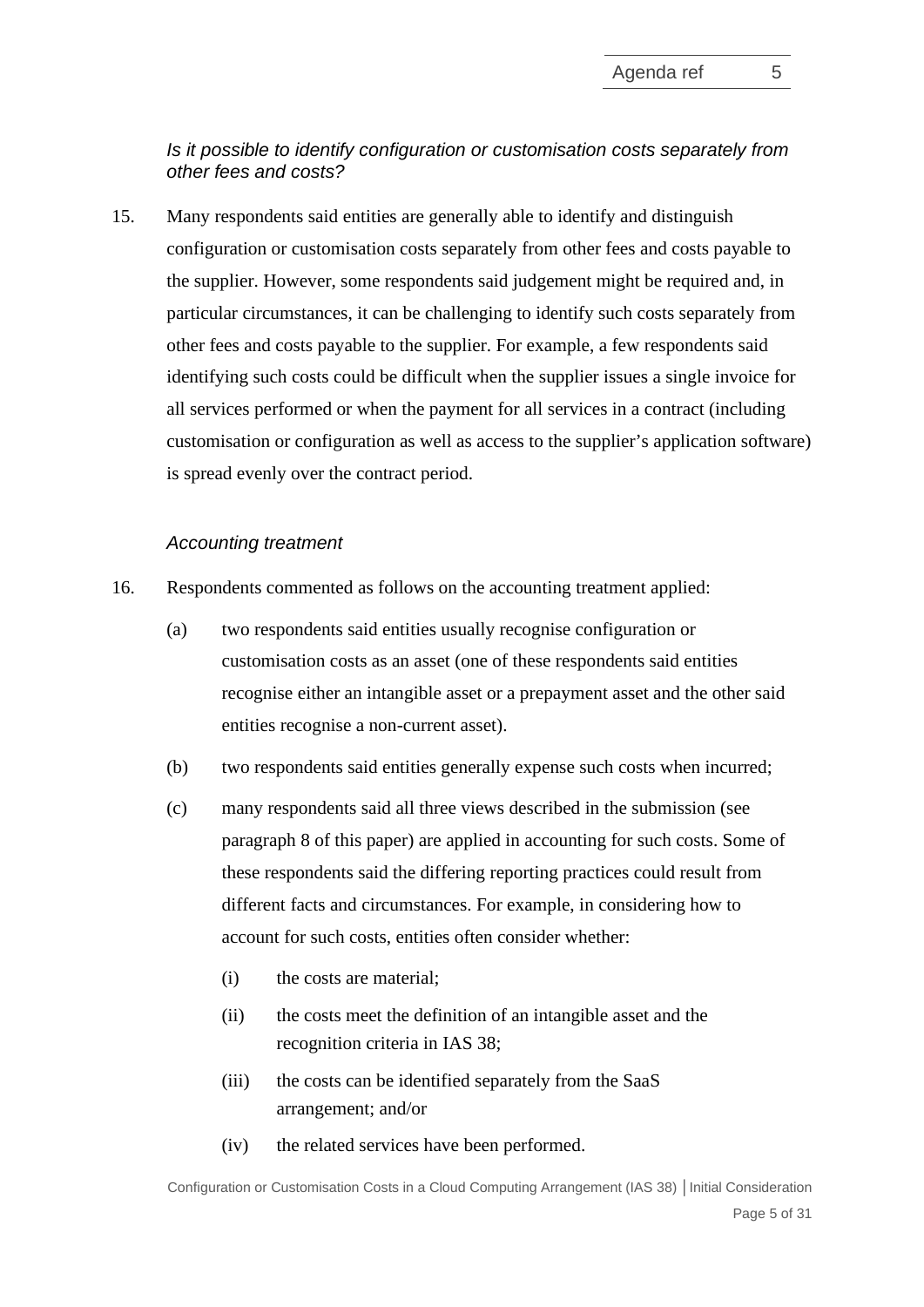*Is it possible to identify configuration or customisation costs separately from other fees and costs?*

15. Many respondents said entities are generally able to identify and distinguish configuration or customisation costs separately from other fees and costs payable to the supplier. However, some respondents said judgement might be required and, in particular circumstances, it can be challenging to identify such costs separately from other fees and costs payable to the supplier. For example, a few respondents said identifying such costs could be difficult when the supplier issues a single invoice for all services performed or when the payment for all services in a contract (including customisation or configuration as well as access to the supplier's application software) is spread evenly over the contract period.

*Accounting treatment*

16. Respondents commented as follows on the accounting treatment applied:

    (a) two respondents said entities usually recognise configuration or customisation costs as an asset (one of these respondents said entities recognise either an intangible asset or a prepayment asset and the other said entities recognise a non-current asset).

    (b) two respondents said entities generally expense such costs when incurred;

    (c) many respondents said all three views described in the submission (see paragraph 8 of this paper) are applied in accounting for such costs. Some of these respondents said the differing reporting practices could result from different facts and circumstances. For example, in considering how to account for such costs, entities often consider whether:

        (i) the costs are material;

        (ii) the costs meet the definition of an intangible asset and the recognition criteria in IAS 38;

        (iii) the costs can be identified separately from the SaaS arrangement; and/or

        (iv) the related services have been performed.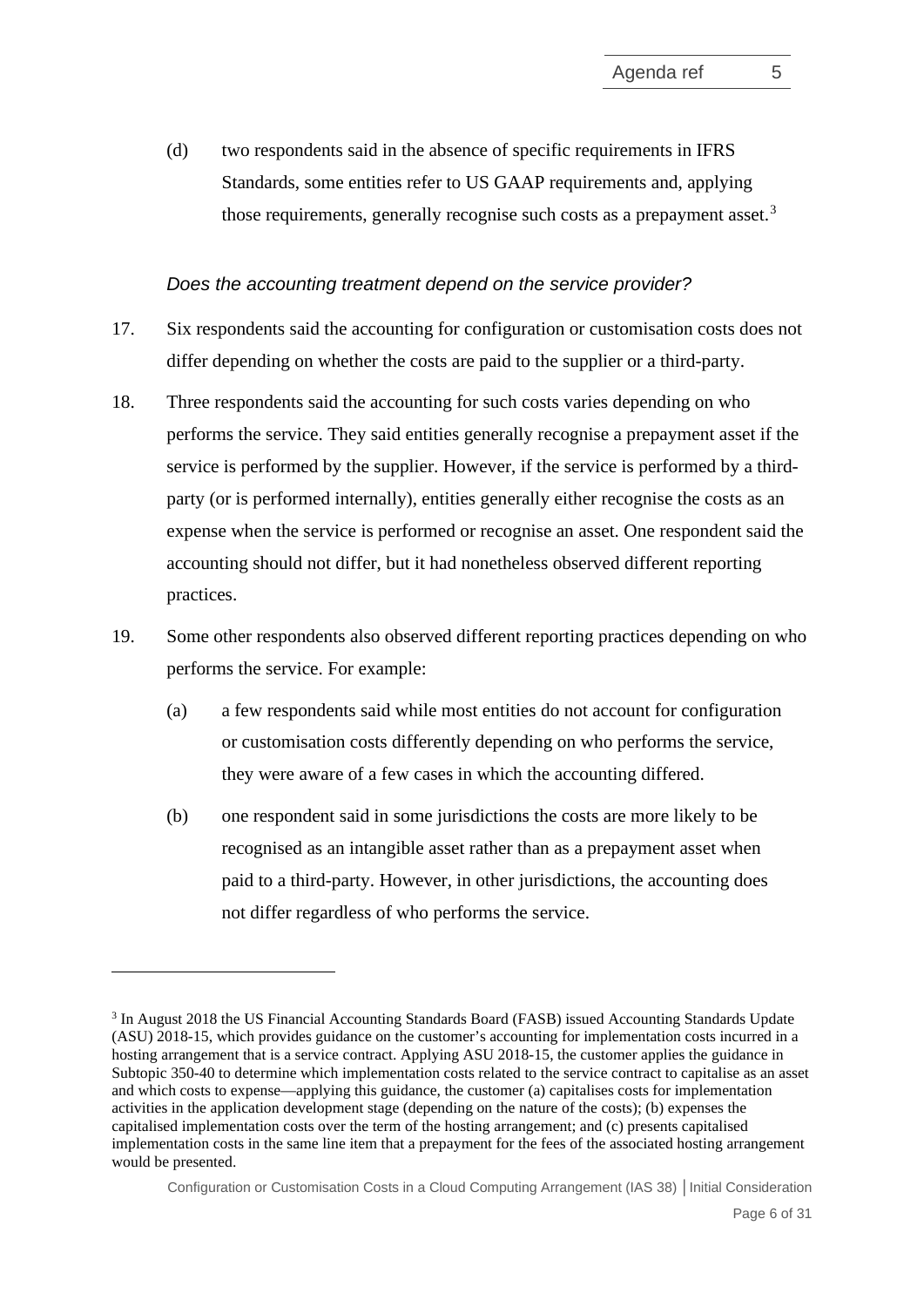(d) two respondents said in the absence of specific requirements in IFRS Standards, some entities refer to US GAAP requirements and, applying those requirements, generally recognise such costs as a prepayment asset.[3]

*Does the accounting treatment depend on the service provider?*

17. Six respondents said the accounting for configuration or customisation costs does not differ depending on whether the costs are paid to the supplier or a third-party.

18. Three respondents said the accounting for such costs varies depending on who performs the service. They said entities generally recognise a prepayment asset if the service is performed by the supplier. However, if the service is performed by a third-party (or is performed internally), entities generally either recognise the costs as an expense when the service is performed or recognise an asset. One respondent said the accounting should not differ, but it had nonetheless observed different reporting practices.

19. Some other respondents also observed different reporting practices depending on who performs the service. For example:

    (a) a few respondents said while most entities do not account for configuration or customisation costs differently depending on who performs the service, they were aware of a few cases in which the accounting differed.

    (b) one respondent said in some jurisdictions the costs are more likely to be recognised as an intangible asset rather than as a prepayment asset when paid to a third-party. However, in other jurisdictions, the accounting does not differ regardless of who performs the service.

---

[3] In August 2018 the US Financial Accounting Standards Board (FASB) issued Accounting Standards Update (ASU) 2018-15, which provides guidance on the customer's accounting for implementation costs incurred in a hosting arrangement that is a service contract. Applying ASU 2018-15, the customer applies the guidance in Subtopic 350-40 to determine which implementation costs related to the service contract to capitalise as an asset and which costs to expense—applying this guidance, the customer (a) capitalises costs for implementation activities in the application development stage (depending on the nature of the costs); (b) expenses the capitalised implementation costs over the term of the hosting arrangement; and (c) presents capitalised implementation costs in the same line item that a prepayment for the fees of the associated hosting arrangement would be presented.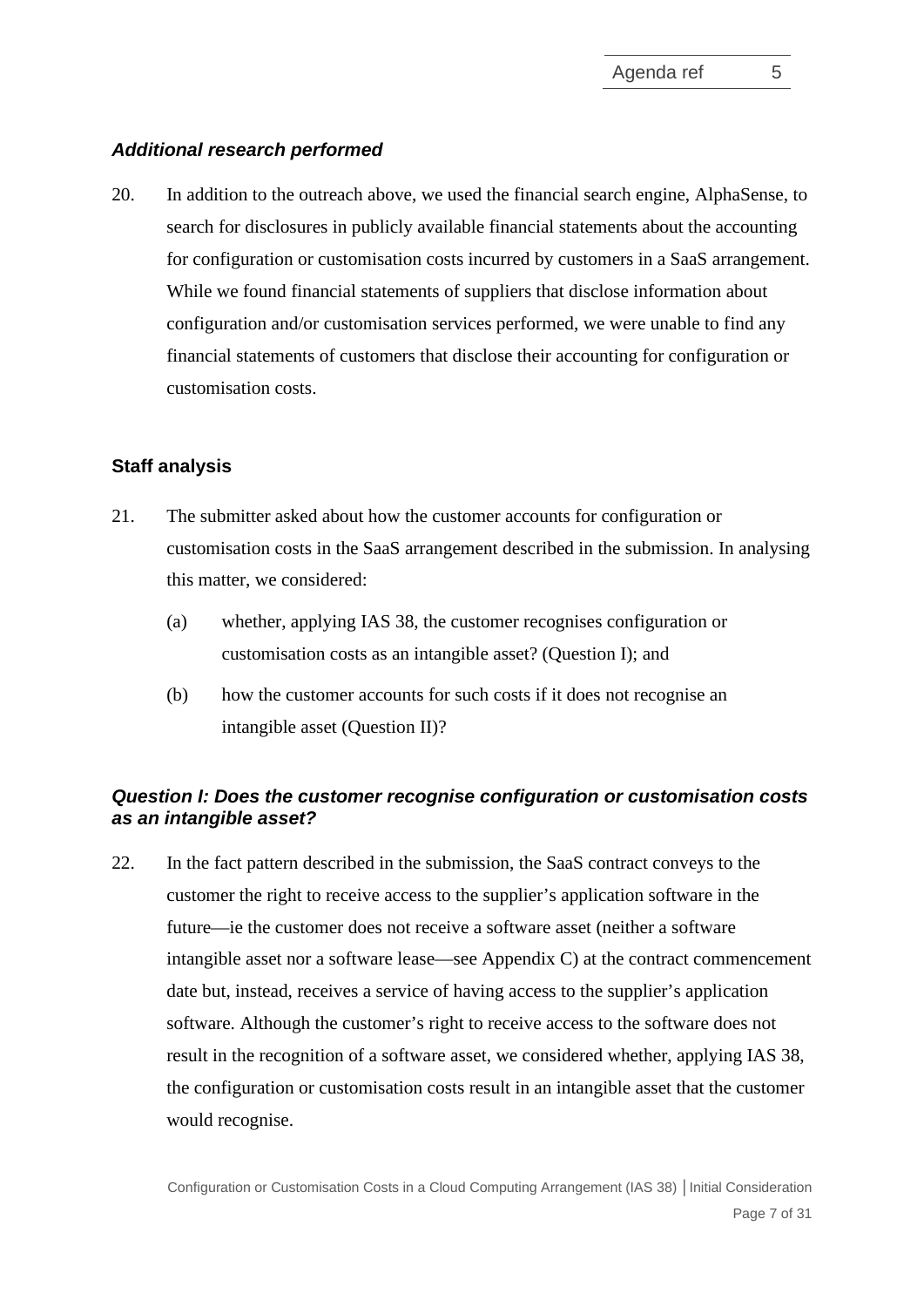### *Additional research performed*

20. In addition to the outreach above, we used the financial search engine, AlphaSense, to search for disclosures in publicly available financial statements about the accounting for configuration or customisation costs incurred by customers in a SaaS arrangement. While we found financial statements of suppliers that disclose information about configuration and/or customisation services performed, we were unable to find any financial statements of customers that disclose their accounting for configuration or customisation costs.

## Staff analysis

21. The submitter asked about how the customer accounts for configuration or customisation costs in the SaaS arrangement described in the submission. In analysing this matter, we considered:

    (a) whether, applying IAS 38, the customer recognises configuration or customisation costs as an intangible asset? (Question I); and

    (b) how the customer accounts for such costs if it does not recognise an intangible asset (Question II)?

### *Question I: Does the customer recognise configuration or customisation costs as an intangible asset?*

22. In the fact pattern described in the submission, the SaaS contract conveys to the customer the right to receive access to the supplier's application software in the future—ie the customer does not receive a software asset (neither a software intangible asset nor a software lease—see Appendix C) at the contract commencement date but, instead, receives a service of having access to the supplier's application software. Although the customer's right to receive access to the software does not result in the recognition of a software asset, we considered whether, applying IAS 38, the configuration or customisation costs result in an intangible asset that the customer would recognise.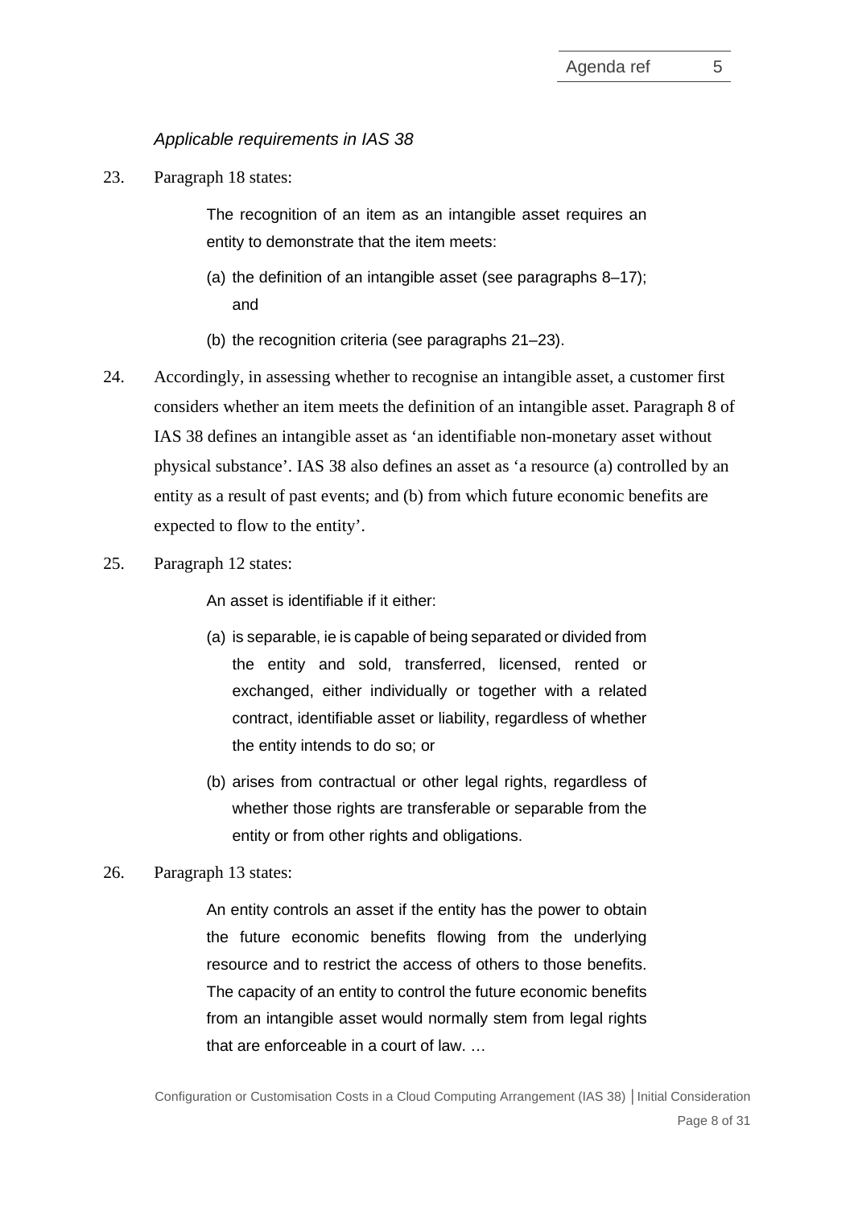*Applicable requirements in IAS 38*

23. Paragraph 18 states:

> The recognition of an item as an intangible asset requires an entity to demonstrate that the item meets:
>
> (a) the definition of an intangible asset (see paragraphs 8–17); and
>
> (b) the recognition criteria (see paragraphs 21–23).

24. Accordingly, in assessing whether to recognise an intangible asset, a customer first considers whether an item meets the definition of an intangible asset. Paragraph 8 of IAS 38 defines an intangible asset as 'an identifiable non-monetary asset without physical substance'. IAS 38 also defines an asset as 'a resource (a) controlled by an entity as a result of past events; and (b) from which future economic benefits are expected to flow to the entity'.

25. Paragraph 12 states:

> An asset is identifiable if it either:
>
> (a) is separable, ie is capable of being separated or divided from the entity and sold, transferred, licensed, rented or exchanged, either individually or together with a related contract, identifiable asset or liability, regardless of whether the entity intends to do so; or
>
> (b) arises from contractual or other legal rights, regardless of whether those rights are transferable or separable from the entity or from other rights and obligations.

26. Paragraph 13 states:

> An entity controls an asset if the entity has the power to obtain the future economic benefits flowing from the underlying resource and to restrict the access of others to those benefits. The capacity of an entity to control the future economic benefits from an intangible asset would normally stem from legal rights that are enforceable in a court of law. …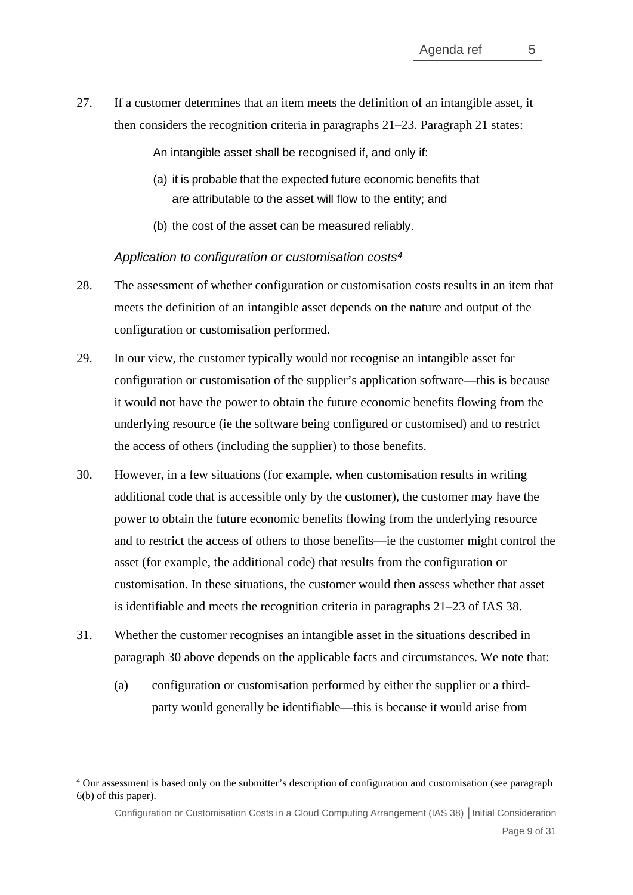27. If a customer determines that an item meets the definition of an intangible asset, it then considers the recognition criteria in paragraphs 21–23. Paragraph 21 states:

> An intangible asset shall be recognised if, and only if:
>
> (a) it is probable that the expected future economic benefits that are attributable to the asset will flow to the entity; and
>
> (b) the cost of the asset can be measured reliably.

*Application to configuration or customisation costs*[4]

28. The assessment of whether configuration or customisation costs results in an item that meets the definition of an intangible asset depends on the nature and output of the configuration or customisation performed.

29. In our view, the customer typically would not recognise an intangible asset for configuration or customisation of the supplier's application software—this is because it would not have the power to obtain the future economic benefits flowing from the underlying resource (ie the software being configured or customised) and to restrict the access of others (including the supplier) to those benefits.

30. However, in a few situations (for example, when customisation results in writing additional code that is accessible only by the customer), the customer may have the power to obtain the future economic benefits flowing from the underlying resource and to restrict the access of others to those benefits—ie the customer might control the asset (for example, the additional code) that results from the configuration or customisation. In these situations, the customer would then assess whether that asset is identifiable and meets the recognition criteria in paragraphs 21–23 of IAS 38.

31. Whether the customer recognises an intangible asset in the situations described in paragraph 30 above depends on the applicable facts and circumstances. We note that:

    (a) configuration or customisation performed by either the supplier or a third-party would generally be identifiable—this is because it would arise from

---

[4] Our assessment is based only on the submitter's description of configuration and customisation (see paragraph 6(b) of this paper).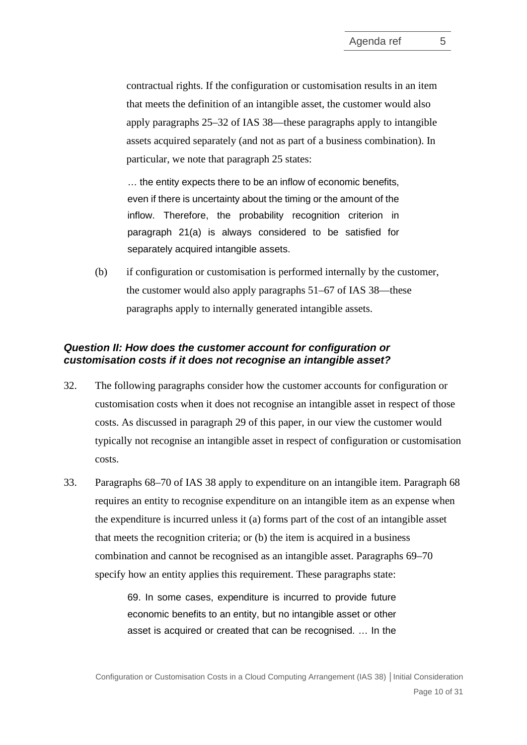contractual rights. If the configuration or customisation results in an item that meets the definition of an intangible asset, the customer would also apply paragraphs 25–32 of IAS 38—these paragraphs apply to intangible assets acquired separately (and not as part of a business combination). In particular, we note that paragraph 25 states:

> … the entity expects there to be an inflow of economic benefits, even if there is uncertainty about the timing or the amount of the inflow. Therefore, the probability recognition criterion in paragraph 21(a) is always considered to be satisfied for separately acquired intangible assets.

(b) if configuration or customisation is performed internally by the customer, the customer would also apply paragraphs 51–67 of IAS 38—these paragraphs apply to internally generated intangible assets.

### *Question II: How does the customer account for configuration or customisation costs if it does not recognise an intangible asset?*

32. The following paragraphs consider how the customer accounts for configuration or customisation costs when it does not recognise an intangible asset in respect of those costs. As discussed in paragraph 29 of this paper, in our view the customer would typically not recognise an intangible asset in respect of configuration or customisation costs.

33. Paragraphs 68–70 of IAS 38 apply to expenditure on an intangible item. Paragraph 68 requires an entity to recognise expenditure on an intangible item as an expense when the expenditure is incurred unless it (a) forms part of the cost of an intangible asset that meets the recognition criteria; or (b) the item is acquired in a business combination and cannot be recognised as an intangible asset. Paragraphs 69–70 specify how an entity applies this requirement. These paragraphs state:

> 69. In some cases, expenditure is incurred to provide future economic benefits to an entity, but no intangible asset or other asset is acquired or created that can be recognised. … In the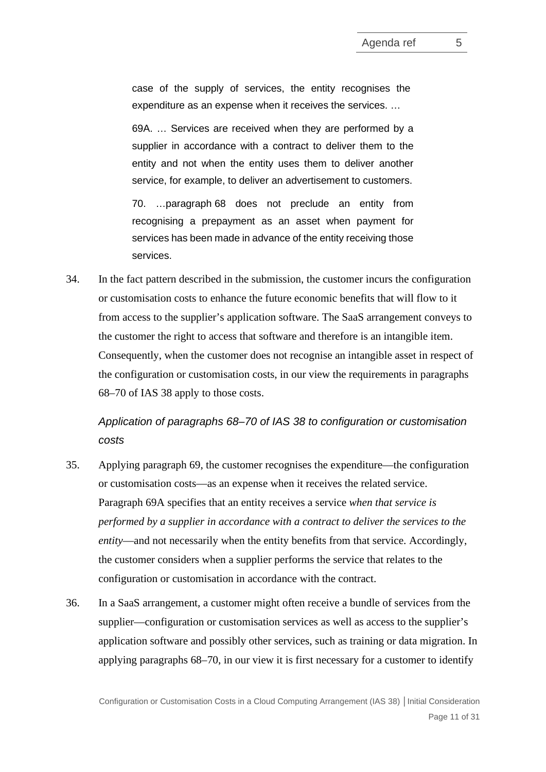> case of the supply of services, the entity recognises the expenditure as an expense when it receives the services. …
>
> 69A. … Services are received when they are performed by a supplier in accordance with a contract to deliver them to the entity and not when the entity uses them to deliver another service, for example, to deliver an advertisement to customers.
>
> 70. …paragraph 68 does not preclude an entity from recognising a prepayment as an asset when payment for services has been made in advance of the entity receiving those services.

34. In the fact pattern described in the submission, the customer incurs the configuration or customisation costs to enhance the future economic benefits that will flow to it from access to the supplier's application software. The SaaS arrangement conveys to the customer the right to access that software and therefore is an intangible item. Consequently, when the customer does not recognise an intangible asset in respect of the configuration or customisation costs, in our view the requirements in paragraphs 68–70 of IAS 38 apply to those costs.

*Application of paragraphs 68–70 of IAS 38 to configuration or customisation costs*

35. Applying paragraph 69, the customer recognises the expenditure—the configuration or customisation costs—as an expense when it receives the related service. Paragraph 69A specifies that an entity receives a service *when that service is performed by a supplier in accordance with a contract to deliver the services to the entity*—and not necessarily when the entity benefits from that service. Accordingly, the customer considers when a supplier performs the service that relates to the configuration or customisation in accordance with the contract.

36. In a SaaS arrangement, a customer might often receive a bundle of services from the supplier—configuration or customisation services as well as access to the supplier's application software and possibly other services, such as training or data migration. In applying paragraphs 68–70, in our view it is first necessary for a customer to identify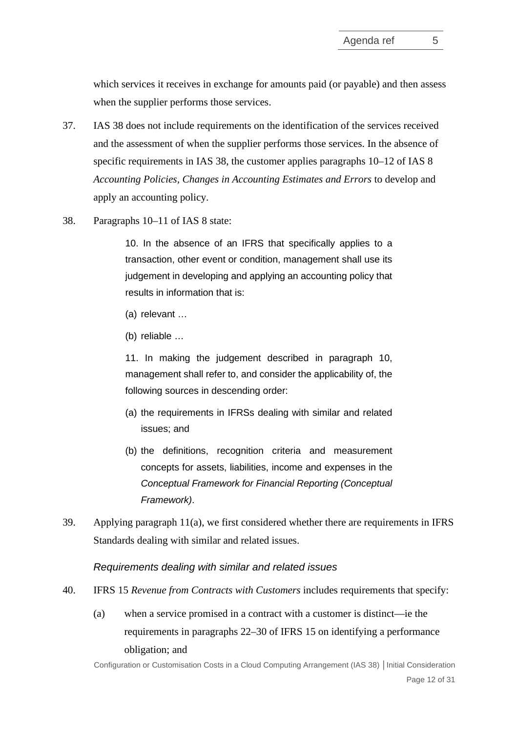which services it receives in exchange for amounts paid (or payable) and then assess when the supplier performs those services.

37. IAS 38 does not include requirements on the identification of the services received and the assessment of when the supplier performs those services. In the absence of specific requirements in IAS 38, the customer applies paragraphs 10–12 of IAS 8 *Accounting Policies, Changes in Accounting Estimates and Errors* to develop and apply an accounting policy.

38. Paragraphs 10–11 of IAS 8 state:

> 10. In the absence of an IFRS that specifically applies to a transaction, other event or condition, management shall use its judgement in developing and applying an accounting policy that results in information that is:
>
> (a) relevant …
>
> (b) reliable …
>
> 11. In making the judgement described in paragraph 10, management shall refer to, and consider the applicability of, the following sources in descending order:
>
> (a) the requirements in IFRSs dealing with similar and related issues; and
>
> (b) the definitions, recognition criteria and measurement concepts for assets, liabilities, income and expenses in the *Conceptual Framework for Financial Reporting (Conceptual Framework)*.

39. Applying paragraph 11(a), we first considered whether there are requirements in IFRS Standards dealing with similar and related issues.

### *Requirements dealing with similar and related issues*

40. IFRS 15 *Revenue from Contracts with Customers* includes requirements that specify:

    (a) when a service promised in a contract with a customer is distinct—ie the requirements in paragraphs 22–30 of IFRS 15 on identifying a performance obligation; and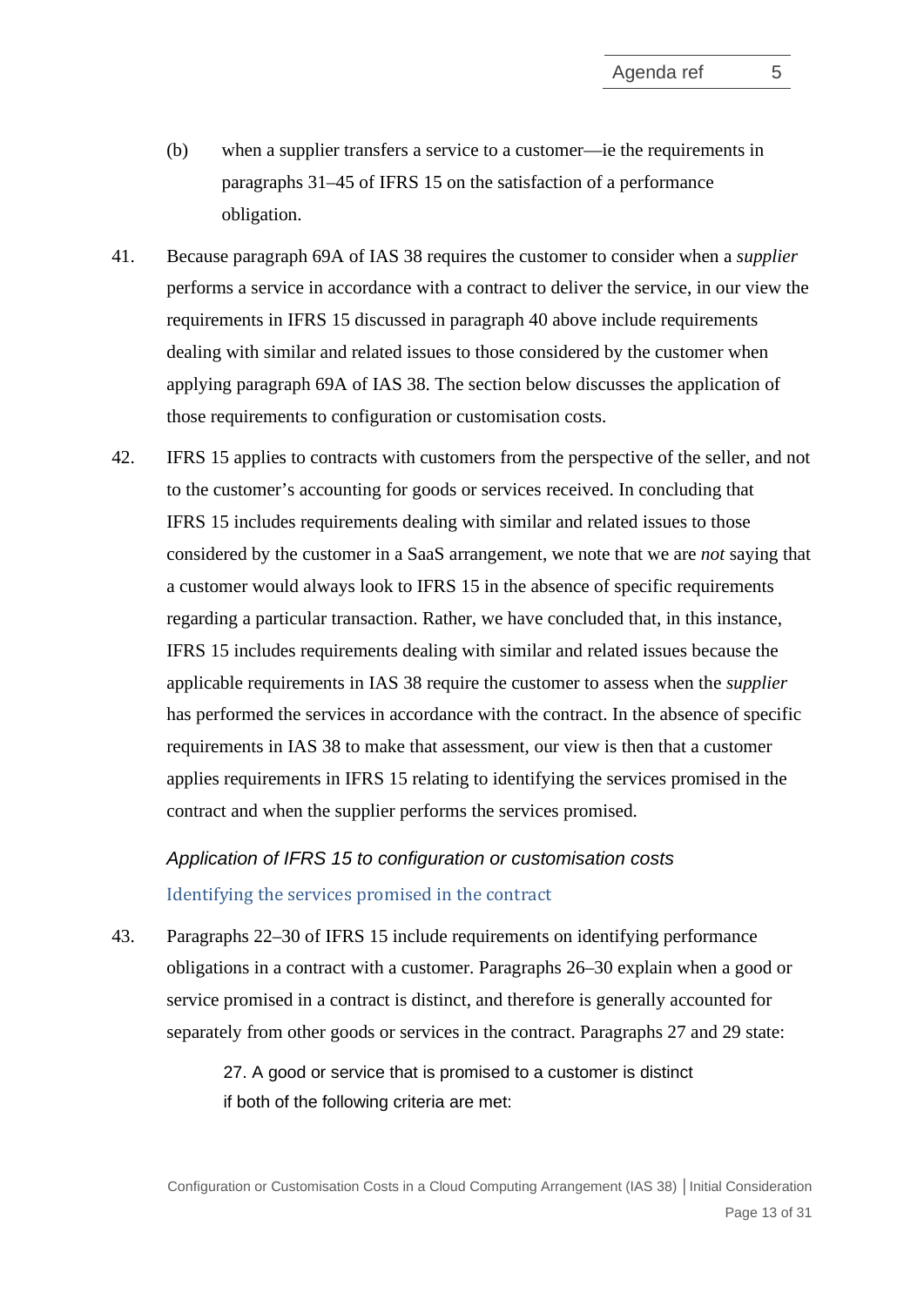(b) when a supplier transfers a service to a customer—ie the requirements in paragraphs 31–45 of IFRS 15 on the satisfaction of a performance obligation.

41. Because paragraph 69A of IAS 38 requires the customer to consider when a *supplier* performs a service in accordance with a contract to deliver the service, in our view the requirements in IFRS 15 discussed in paragraph 40 above include requirements dealing with similar and related issues to those considered by the customer when applying paragraph 69A of IAS 38. The section below discusses the application of those requirements to configuration or customisation costs.

42. IFRS 15 applies to contracts with customers from the perspective of the seller, and not to the customer's accounting for goods or services received. In concluding that IFRS 15 includes requirements dealing with similar and related issues to those considered by the customer in a SaaS arrangement, we note that we are *not* saying that a customer would always look to IFRS 15 in the absence of specific requirements regarding a particular transaction. Rather, we have concluded that, in this instance, IFRS 15 includes requirements dealing with similar and related issues because the applicable requirements in IAS 38 require the customer to assess when the *supplier* has performed the services in accordance with the contract. In the absence of specific requirements in IAS 38 to make that assessment, our view is then that a customer applies requirements in IFRS 15 relating to identifying the services promised in the contract and when the supplier performs the services promised.

### *Application of IFRS 15 to configuration or customisation costs*

#### Identifying the services promised in the contract

43. Paragraphs 22–30 of IFRS 15 include requirements on identifying performance obligations in a contract with a customer. Paragraphs 26–30 explain when a good or service promised in a contract is distinct, and therefore is generally accounted for separately from other goods or services in the contract. Paragraphs 27 and 29 state:

> 27. A good or service that is promised to a customer is distinct if both of the following criteria are met: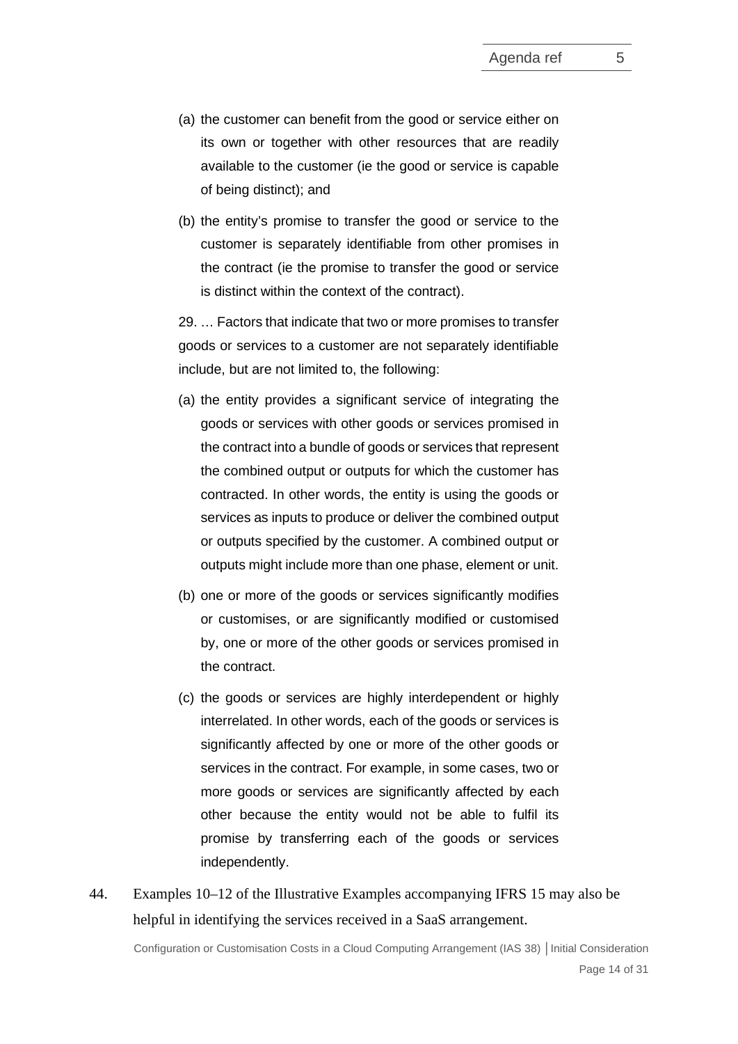> (a) the customer can benefit from the good or service either on its own or together with other resources that are readily available to the customer (ie the good or service is capable of being distinct); and
>
> (b) the entity's promise to transfer the good or service to the customer is separately identifiable from other promises in the contract (ie the promise to transfer the good or service is distinct within the context of the contract).
>
> 29. … Factors that indicate that two or more promises to transfer goods or services to a customer are not separately identifiable include, but are not limited to, the following:
>
> (a) the entity provides a significant service of integrating the goods or services with other goods or services promised in the contract into a bundle of goods or services that represent the combined output or outputs for which the customer has contracted. In other words, the entity is using the goods or services as inputs to produce or deliver the combined output or outputs specified by the customer. A combined output or outputs might include more than one phase, element or unit.
>
> (b) one or more of the goods or services significantly modifies or customises, or are significantly modified or customised by, one or more of the other goods or services promised in the contract.
>
> (c) the goods or services are highly interdependent or highly interrelated. In other words, each of the goods or services is significantly affected by one or more of the other goods or services in the contract. For example, in some cases, two or more goods or services are significantly affected by each other because the entity would not be able to fulfil its promise by transferring each of the goods or services independently.

44. Examples 10–12 of the Illustrative Examples accompanying IFRS 15 may also be helpful in identifying the services received in a SaaS arrangement.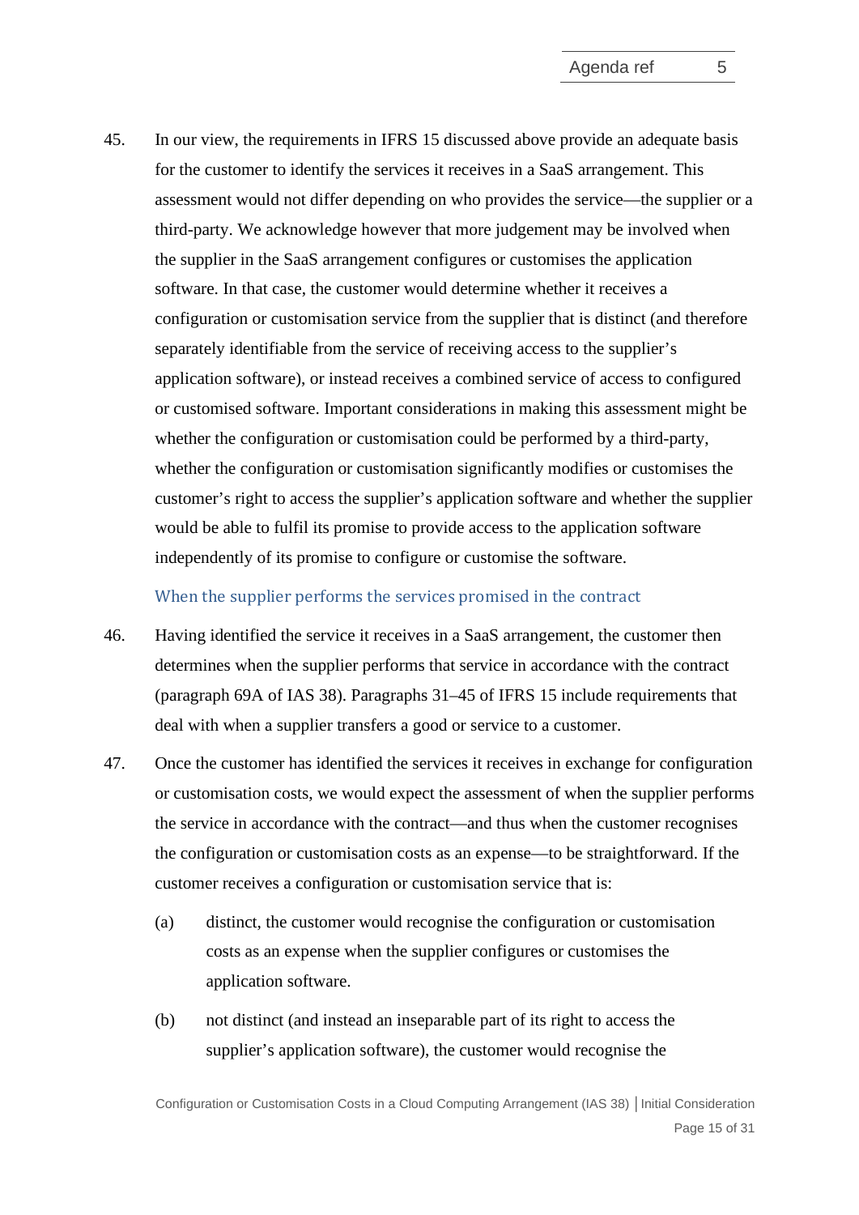45. In our view, the requirements in IFRS 15 discussed above provide an adequate basis for the customer to identify the services it receives in a SaaS arrangement. This assessment would not differ depending on who provides the service—the supplier or a third-party. We acknowledge however that more judgement may be involved when the supplier in the SaaS arrangement configures or customises the application software. In that case, the customer would determine whether it receives a configuration or customisation service from the supplier that is distinct (and therefore separately identifiable from the service of receiving access to the supplier's application software), or instead receives a combined service of access to configured or customised software. Important considerations in making this assessment might be whether the configuration or customisation could be performed by a third-party, whether the configuration or customisation significantly modifies or customises the customer's right to access the supplier's application software and whether the supplier would be able to fulfil its promise to provide access to the application software independently of its promise to configure or customise the software.

### When the supplier performs the services promised in the contract

46. Having identified the service it receives in a SaaS arrangement, the customer then determines when the supplier performs that service in accordance with the contract (paragraph 69A of IAS 38). Paragraphs 31–45 of IFRS 15 include requirements that deal with when a supplier transfers a good or service to a customer.

47. Once the customer has identified the services it receives in exchange for configuration or customisation costs, we would expect the assessment of when the supplier performs the service in accordance with the contract—and thus when the customer recognises the configuration or customisation costs as an expense—to be straightforward. If the customer receives a configuration or customisation service that is:

    (a) distinct, the customer would recognise the configuration or customisation costs as an expense when the supplier configures or customises the application software.

    (b) not distinct (and instead an inseparable part of its right to access the supplier's application software), the customer would recognise the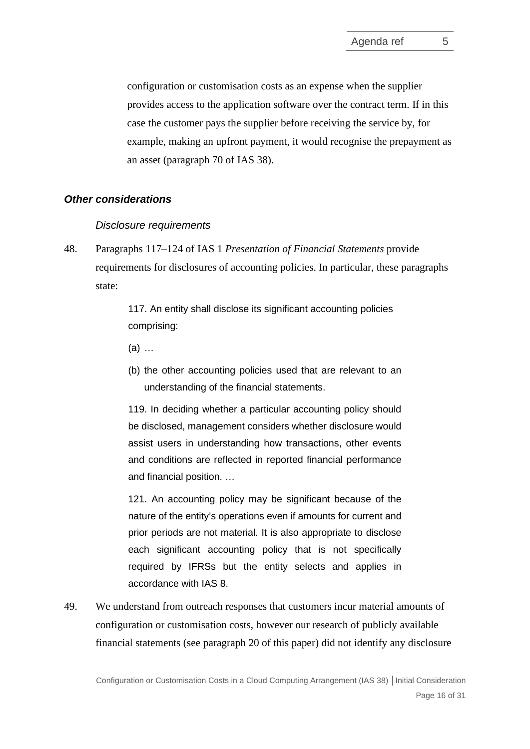configuration or customisation costs as an expense when the supplier provides access to the application software over the contract term. If in this case the customer pays the supplier before receiving the service by, for example, making an upfront payment, it would recognise the prepayment as an asset (paragraph 70 of IAS 38).

### ***Other considerations***

#### *Disclosure requirements*

48. Paragraphs 117–124 of IAS 1 *Presentation of Financial Statements* provide requirements for disclosures of accounting policies. In particular, these paragraphs state:

> 117. An entity shall disclose its significant accounting policies comprising:
>
> (a) …
>
> (b) the other accounting policies used that are relevant to an understanding of the financial statements.
>
> 119. In deciding whether a particular accounting policy should be disclosed, management considers whether disclosure would assist users in understanding how transactions, other events and conditions are reflected in reported financial performance and financial position. …
>
> 121. An accounting policy may be significant because of the nature of the entity's operations even if amounts for current and prior periods are not material. It is also appropriate to disclose each significant accounting policy that is not specifically required by IFRSs but the entity selects and applies in accordance with IAS 8.

49. We understand from outreach responses that customers incur material amounts of configuration or customisation costs, however our research of publicly available financial statements (see paragraph 20 of this paper) did not identify any disclosure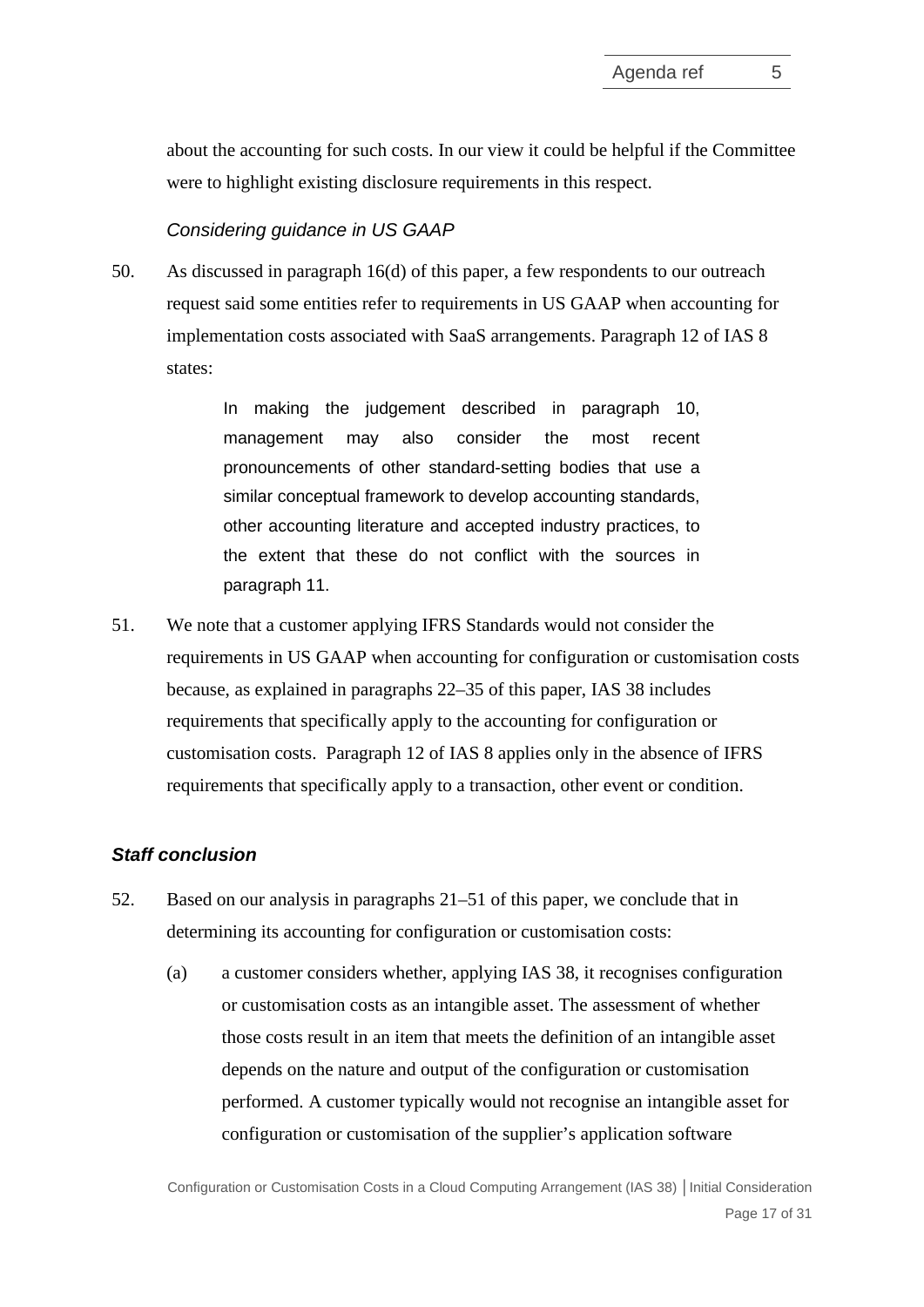about the accounting for such costs. In our view it could be helpful if the Committee were to highlight existing disclosure requirements in this respect.

*Considering guidance in US GAAP*

50. As discussed in paragraph 16(d) of this paper, a few respondents to our outreach request said some entities refer to requirements in US GAAP when accounting for implementation costs associated with SaaS arrangements. Paragraph 12 of IAS 8 states:

> In making the judgement described in paragraph 10, management may also consider the most recent pronouncements of other standard-setting bodies that use a similar conceptual framework to develop accounting standards, other accounting literature and accepted industry practices, to the extent that these do not conflict with the sources in paragraph 11.

51. We note that a customer applying IFRS Standards would not consider the requirements in US GAAP when accounting for configuration or customisation costs because, as explained in paragraphs 22–35 of this paper, IAS 38 includes requirements that specifically apply to the accounting for configuration or customisation costs. Paragraph 12 of IAS 8 applies only in the absence of IFRS requirements that specifically apply to a transaction, other event or condition.

### *Staff conclusion*

52. Based on our analysis in paragraphs 21–51 of this paper, we conclude that in determining its accounting for configuration or customisation costs:

    (a) a customer considers whether, applying IAS 38, it recognises configuration or customisation costs as an intangible asset. The assessment of whether those costs result in an item that meets the definition of an intangible asset depends on the nature and output of the configuration or customisation performed. A customer typically would not recognise an intangible asset for configuration or customisation of the supplier's application software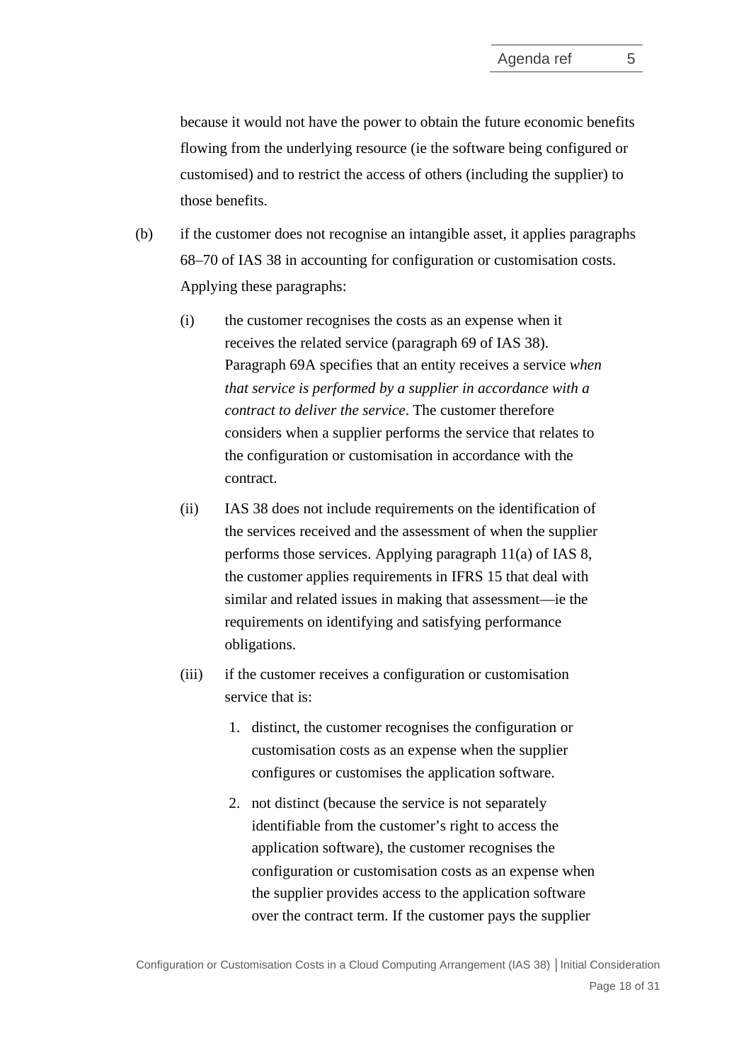because it would not have the power to obtain the future economic benefits flowing from the underlying resource (ie the software being configured or customised) and to restrict the access of others (including the supplier) to those benefits.

(b) if the customer does not recognise an intangible asset, it applies paragraphs 68–70 of IAS 38 in accounting for configuration or customisation costs. Applying these paragraphs:

   (i) the customer recognises the costs as an expense when it receives the related service (paragraph 69 of IAS 38). Paragraph 69A specifies that an entity receives a service *when that service is performed by a supplier in accordance with a contract to deliver the service*. The customer therefore considers when a supplier performs the service that relates to the configuration or customisation in accordance with the contract.

   (ii) IAS 38 does not include requirements on the identification of the services received and the assessment of when the supplier performs those services. Applying paragraph 11(a) of IAS 8, the customer applies requirements in IFRS 15 that deal with similar and related issues in making that assessment—ie the requirements on identifying and satisfying performance obligations.

   (iii) if the customer receives a configuration or customisation service that is:

      1. distinct, the customer recognises the configuration or customisation costs as an expense when the supplier configures or customises the application software.

      2. not distinct (because the service is not separately identifiable from the customer's right to access the application software), the customer recognises the configuration or customisation costs as an expense when the supplier provides access to the application software over the contract term. If the customer pays the supplier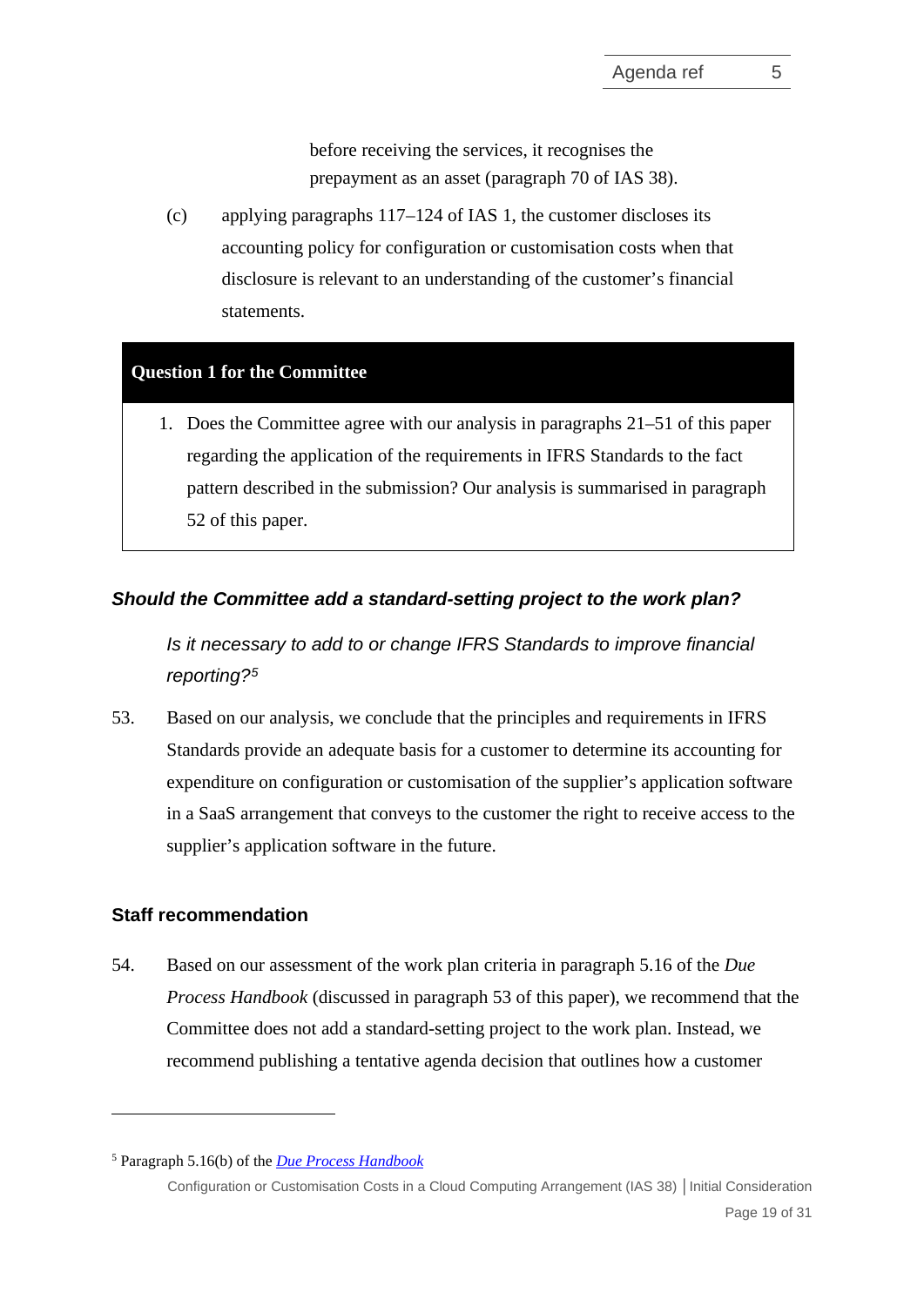before receiving the services, it recognises the prepayment as an asset (paragraph 70 of IAS 38).

(c) applying paragraphs 117–124 of IAS 1, the customer discloses its accounting policy for configuration or customisation costs when that disclosure is relevant to an understanding of the customer's financial statements.

**Question 1 for the Committee**

1. Does the Committee agree with our analysis in paragraphs 21–51 of this paper regarding the application of the requirements in IFRS Standards to the fact pattern described in the submission? Our analysis is summarised in paragraph 52 of this paper.

### *Should the Committee add a standard-setting project to the work plan?*

*Is it necessary to add to or change IFRS Standards to improve financial reporting?*[5]

53. Based on our analysis, we conclude that the principles and requirements in IFRS Standards provide an adequate basis for a customer to determine its accounting for expenditure on configuration or customisation of the supplier's application software in a SaaS arrangement that conveys to the customer the right to receive access to the supplier's application software in the future.

### Staff recommendation

54. Based on our assessment of the work plan criteria in paragraph 5.16 of the *Due Process Handbook* (discussed in paragraph 53 of this paper), we recommend that the Committee does not add a standard-setting project to the work plan. Instead, we recommend publishing a tentative agenda decision that outlines how a customer

---

[5] Paragraph 5.16(b) of the *Due Process Handbook*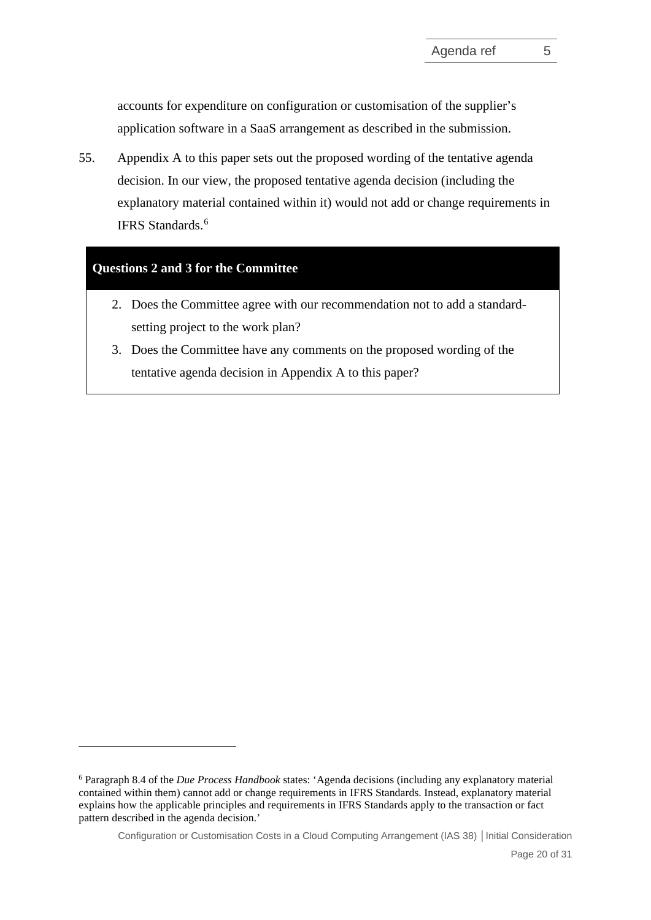accounts for expenditure on configuration or customisation of the supplier's application software in a SaaS arrangement as described in the submission.

55. Appendix A to this paper sets out the proposed wording of the tentative agenda decision. In our view, the proposed tentative agenda decision (including the explanatory material contained within it) would not add or change requirements in IFRS Standards.[6]

**Questions 2 and 3 for the Committee**

2. Does the Committee agree with our recommendation not to add a standard-setting project to the work plan?
3. Does the Committee have any comments on the proposed wording of the tentative agenda decision in Appendix A to this paper?

---

[6] Paragraph 8.4 of the *Due Process Handbook* states: 'Agenda decisions (including any explanatory material contained within them) cannot add or change requirements in IFRS Standards. Instead, explanatory material explains how the applicable principles and requirements in IFRS Standards apply to the transaction or fact pattern described in the agenda decision.'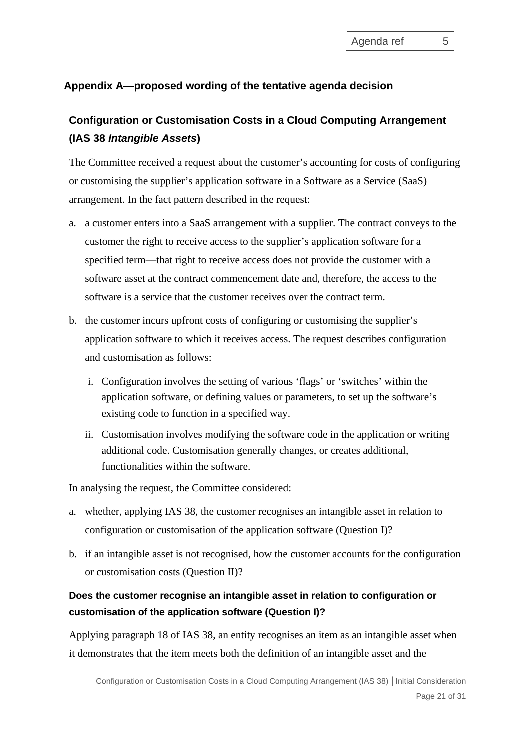## Appendix A—proposed wording of the tentative agenda decision

### Configuration or Customisation Costs in a Cloud Computing Arrangement (IAS 38 *Intangible Assets*)

The Committee received a request about the customer's accounting for costs of configuring or customising the supplier's application software in a Software as a Service (SaaS) arrangement. In the fact pattern described in the request:

a. a customer enters into a SaaS arrangement with a supplier. The contract conveys to the customer the right to receive access to the supplier's application software for a specified term—that right to receive access does not provide the customer with a software asset at the contract commencement date and, therefore, the access to the software is a service that the customer receives over the contract term.

b. the customer incurs upfront costs of configuring or customising the supplier's application software to which it receives access. The request describes configuration and customisation as follows:

   i. Configuration involves the setting of various 'flags' or 'switches' within the application software, or defining values or parameters, to set up the software's existing code to function in a specified way.

   ii. Customisation involves modifying the software code in the application or writing additional code. Customisation generally changes, or creates additional, functionalities within the software.

In analysing the request, the Committee considered:

a. whether, applying IAS 38, the customer recognises an intangible asset in relation to configuration or customisation of the application software (Question I)?

b. if an intangible asset is not recognised, how the customer accounts for the configuration or customisation costs (Question II)?

**Does the customer recognise an intangible asset in relation to configuration or customisation of the application software (Question I)?**

Applying paragraph 18 of IAS 38, an entity recognises an item as an intangible asset when it demonstrates that the item meets both the definition of an intangible asset and the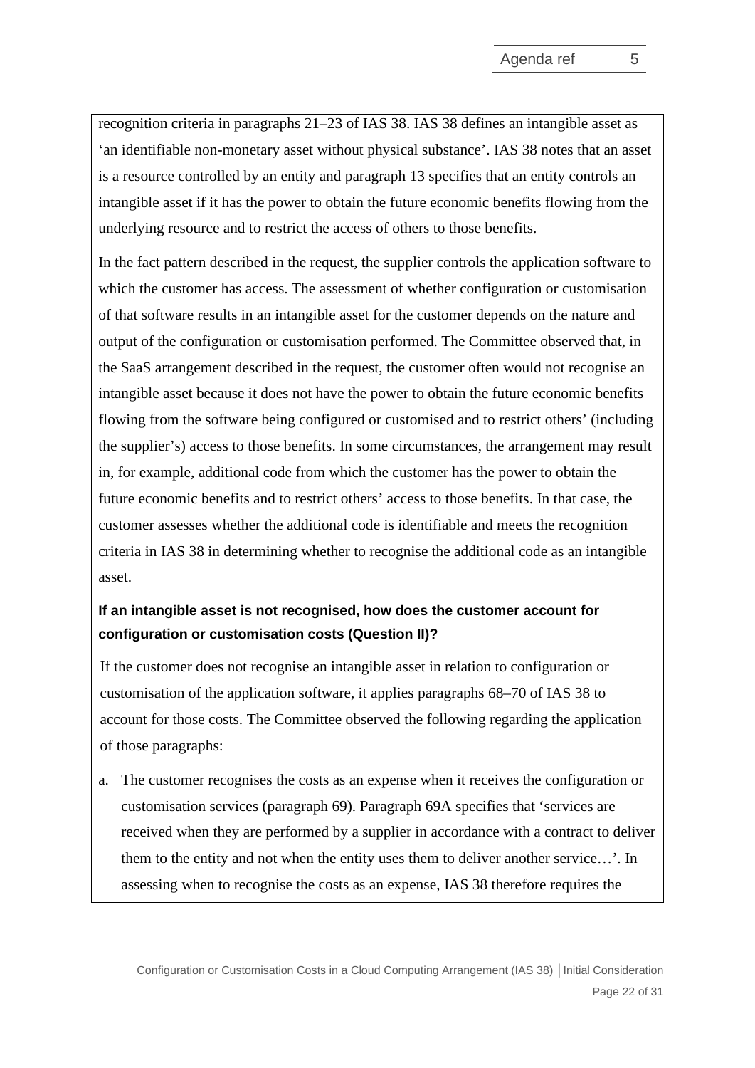recognition criteria in paragraphs 21–23 of IAS 38. IAS 38 defines an intangible asset as 'an identifiable non-monetary asset without physical substance'. IAS 38 notes that an asset is a resource controlled by an entity and paragraph 13 specifies that an entity controls an intangible asset if it has the power to obtain the future economic benefits flowing from the underlying resource and to restrict the access of others to those benefits.

In the fact pattern described in the request, the supplier controls the application software to which the customer has access. The assessment of whether configuration or customisation of that software results in an intangible asset for the customer depends on the nature and output of the configuration or customisation performed. The Committee observed that, in the SaaS arrangement described in the request, the customer often would not recognise an intangible asset because it does not have the power to obtain the future economic benefits flowing from the software being configured or customised and to restrict others' (including the supplier's) access to those benefits. In some circumstances, the arrangement may result in, for example, additional code from which the customer has the power to obtain the future economic benefits and to restrict others' access to those benefits. In that case, the customer assesses whether the additional code is identifiable and meets the recognition criteria in IAS 38 in determining whether to recognise the additional code as an intangible asset.

**If an intangible asset is not recognised, how does the customer account for configuration or customisation costs (Question II)?**

If the customer does not recognise an intangible asset in relation to configuration or customisation of the application software, it applies paragraphs 68–70 of IAS 38 to account for those costs. The Committee observed the following regarding the application of those paragraphs:

a. The customer recognises the costs as an expense when it receives the configuration or customisation services (paragraph 69). Paragraph 69A specifies that 'services are received when they are performed by a supplier in accordance with a contract to deliver them to the entity and not when the entity uses them to deliver another service…'. In assessing when to recognise the costs as an expense, IAS 38 therefore requires the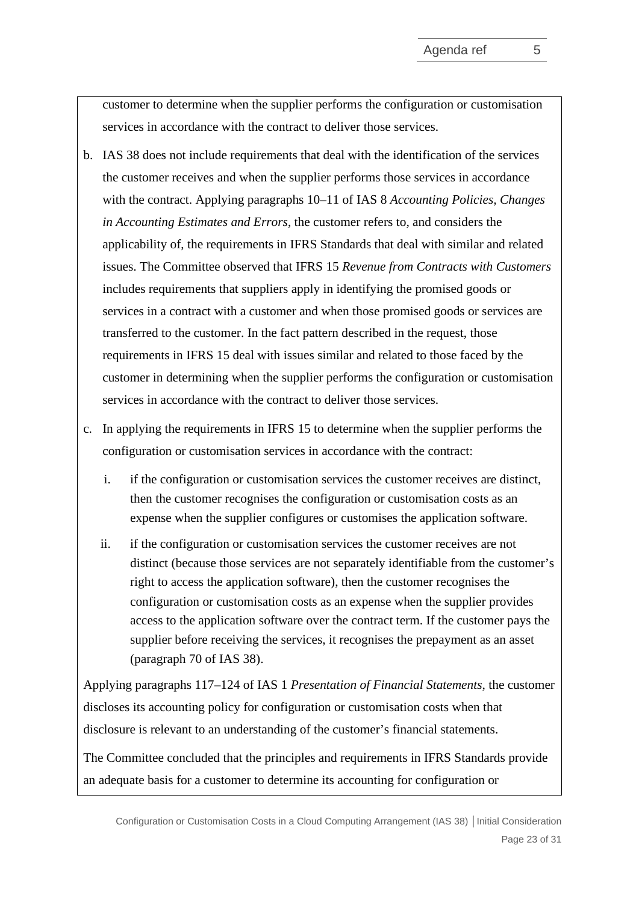customer to determine when the supplier performs the configuration or customisation services in accordance with the contract to deliver those services.

b. IAS 38 does not include requirements that deal with the identification of the services the customer receives and when the supplier performs those services in accordance with the contract. Applying paragraphs 10–11 of IAS 8 *Accounting Policies, Changes in Accounting Estimates and Errors*, the customer refers to, and considers the applicability of, the requirements in IFRS Standards that deal with similar and related issues. The Committee observed that IFRS 15 *Revenue from Contracts with Customers* includes requirements that suppliers apply in identifying the promised goods or services in a contract with a customer and when those promised goods or services are transferred to the customer. In the fact pattern described in the request, those requirements in IFRS 15 deal with issues similar and related to those faced by the customer in determining when the supplier performs the configuration or customisation services in accordance with the contract to deliver those services.

c. In applying the requirements in IFRS 15 to determine when the supplier performs the configuration or customisation services in accordance with the contract:

   i. if the configuration or customisation services the customer receives are distinct, then the customer recognises the configuration or customisation costs as an expense when the supplier configures or customises the application software.

   ii. if the configuration or customisation services the customer receives are not distinct (because those services are not separately identifiable from the customer's right to access the application software), then the customer recognises the configuration or customisation costs as an expense when the supplier provides access to the application software over the contract term. If the customer pays the supplier before receiving the services, it recognises the prepayment as an asset (paragraph 70 of IAS 38).

Applying paragraphs 117–124 of IAS 1 *Presentation of Financial Statements*, the customer discloses its accounting policy for configuration or customisation costs when that disclosure is relevant to an understanding of the customer's financial statements.

The Committee concluded that the principles and requirements in IFRS Standards provide an adequate basis for a customer to determine its accounting for configuration or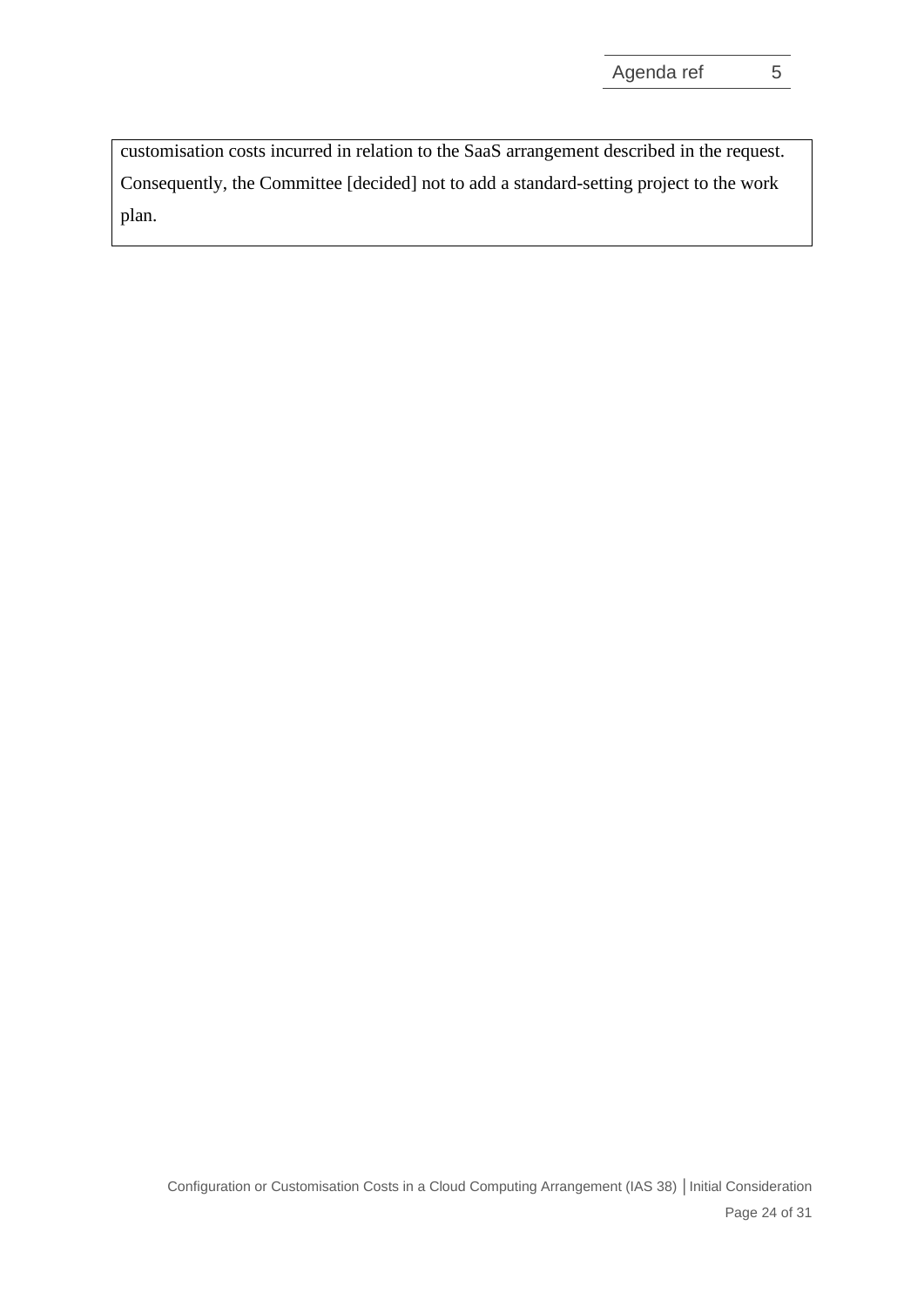customisation costs incurred in relation to the SaaS arrangement described in the request. Consequently, the Committee [decided] not to add a standard-setting project to the work plan.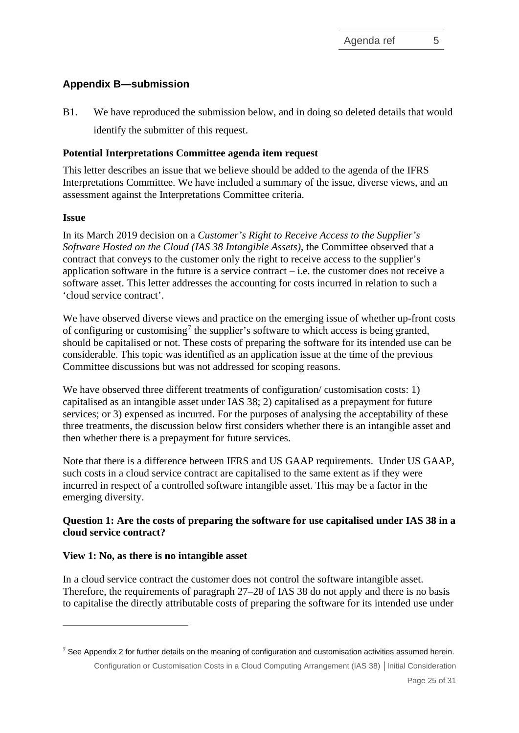## Appendix B—submission

B1. We have reproduced the submission below, and in doing so deleted details that would identify the submitter of this request.

**Potential Interpretations Committee agenda item request**

This letter describes an issue that we believe should be added to the agenda of the IFRS Interpretations Committee. We have included a summary of the issue, diverse views, and an assessment against the Interpretations Committee criteria.

**Issue**

In its March 2019 decision on a *Customer's Right to Receive Access to the Supplier's Software Hosted on the Cloud (IAS 38 Intangible Assets)*, the Committee observed that a contract that conveys to the customer only the right to receive access to the supplier's application software in the future is a service contract – i.e. the customer does not receive a software asset. This letter addresses the accounting for costs incurred in relation to such a 'cloud service contract'.

We have observed diverse views and practice on the emerging issue of whether up-front costs of configuring or customising[7] the supplier's software to which access is being granted, should be capitalised or not. These costs of preparing the software for its intended use can be considerable. This topic was identified as an application issue at the time of the previous Committee discussions but was not addressed for scoping reasons.

We have observed three different treatments of configuration/ customisation costs: 1) capitalised as an intangible asset under IAS 38; 2) capitalised as a prepayment for future services; or 3) expensed as incurred. For the purposes of analysing the acceptability of these three treatments, the discussion below first considers whether there is an intangible asset and then whether there is a prepayment for future services.

Note that there is a difference between IFRS and US GAAP requirements. Under US GAAP, such costs in a cloud service contract are capitalised to the same extent as if they were incurred in respect of a controlled software intangible asset. This may be a factor in the emerging diversity.

**Question 1: Are the costs of preparing the software for use capitalised under IAS 38 in a cloud service contract?**

**View 1: No, as there is no intangible asset**

In a cloud service contract the customer does not control the software intangible asset. Therefore, the requirements of paragraph 27–28 of IAS 38 do not apply and there is no basis to capitalise the directly attributable costs of preparing the software for its intended use under

[7] See Appendix 2 for further details on the meaning of configuration and customisation activities assumed herein.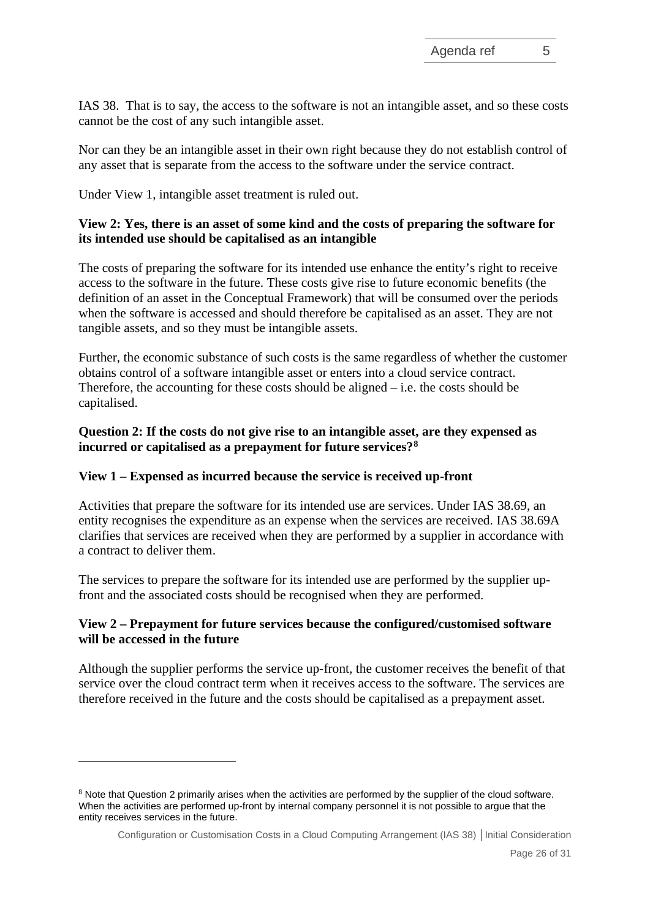IAS 38. That is to say, the access to the software is not an intangible asset, and so these costs cannot be the cost of any such intangible asset.

Nor can they be an intangible asset in their own right because they do not establish control of any asset that is separate from the access to the software under the service contract.

Under View 1, intangible asset treatment is ruled out.

**View 2: Yes, there is an asset of some kind and the costs of preparing the software for its intended use should be capitalised as an intangible**

The costs of preparing the software for its intended use enhance the entity's right to receive access to the software in the future. These costs give rise to future economic benefits (the definition of an asset in the Conceptual Framework) that will be consumed over the periods when the software is accessed and should therefore be capitalised as an asset. They are not tangible assets, and so they must be intangible assets.

Further, the economic substance of such costs is the same regardless of whether the customer obtains control of a software intangible asset or enters into a cloud service contract. Therefore, the accounting for these costs should be aligned – i.e. the costs should be capitalised.

**Question 2: If the costs do not give rise to an intangible asset, are they expensed as incurred or capitalised as a prepayment for future services?[8]**

**View 1 – Expensed as incurred because the service is received up-front**

Activities that prepare the software for its intended use are services. Under IAS 38.69, an entity recognises the expenditure as an expense when the services are received. IAS 38.69A clarifies that services are received when they are performed by a supplier in accordance with a contract to deliver them.

The services to prepare the software for its intended use are performed by the supplier up-front and the associated costs should be recognised when they are performed.

**View 2 – Prepayment for future services because the configured/customised software will be accessed in the future**

Although the supplier performs the service up-front, the customer receives the benefit of that service over the cloud contract term when it receives access to the software. The services are therefore received in the future and the costs should be capitalised as a prepayment asset.

---

[8] Note that Question 2 primarily arises when the activities are performed by the supplier of the cloud software. When the activities are performed up-front by internal company personnel it is not possible to argue that the entity receives services in the future.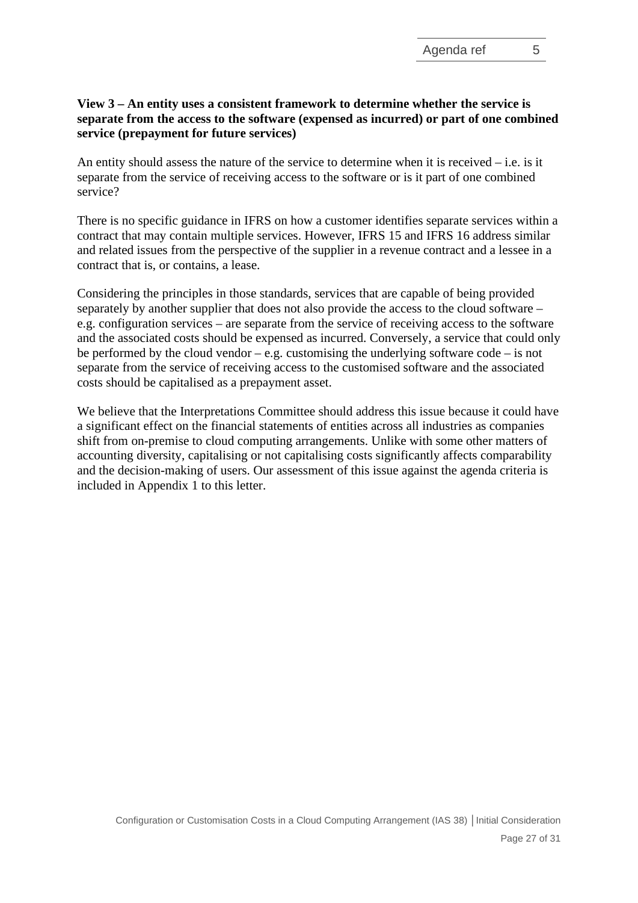**View 3 – An entity uses a consistent framework to determine whether the service is separate from the access to the software (expensed as incurred) or part of one combined service (prepayment for future services)**

An entity should assess the nature of the service to determine when it is received – i.e. is it separate from the service of receiving access to the software or is it part of one combined service?

There is no specific guidance in IFRS on how a customer identifies separate services within a contract that may contain multiple services. However, IFRS 15 and IFRS 16 address similar and related issues from the perspective of the supplier in a revenue contract and a lessee in a contract that is, or contains, a lease.

Considering the principles in those standards, services that are capable of being provided separately by another supplier that does not also provide the access to the cloud software – e.g. configuration services – are separate from the service of receiving access to the software and the associated costs should be expensed as incurred. Conversely, a service that could only be performed by the cloud vendor – e.g. customising the underlying software code – is not separate from the service of receiving access to the customised software and the associated costs should be capitalised as a prepayment asset.

We believe that the Interpretations Committee should address this issue because it could have a significant effect on the financial statements of entities across all industries as companies shift from on-premise to cloud computing arrangements. Unlike with some other matters of accounting diversity, capitalising or not capitalising costs significantly affects comparability and the decision-making of users. Our assessment of this issue against the agenda criteria is included in Appendix 1 to this letter.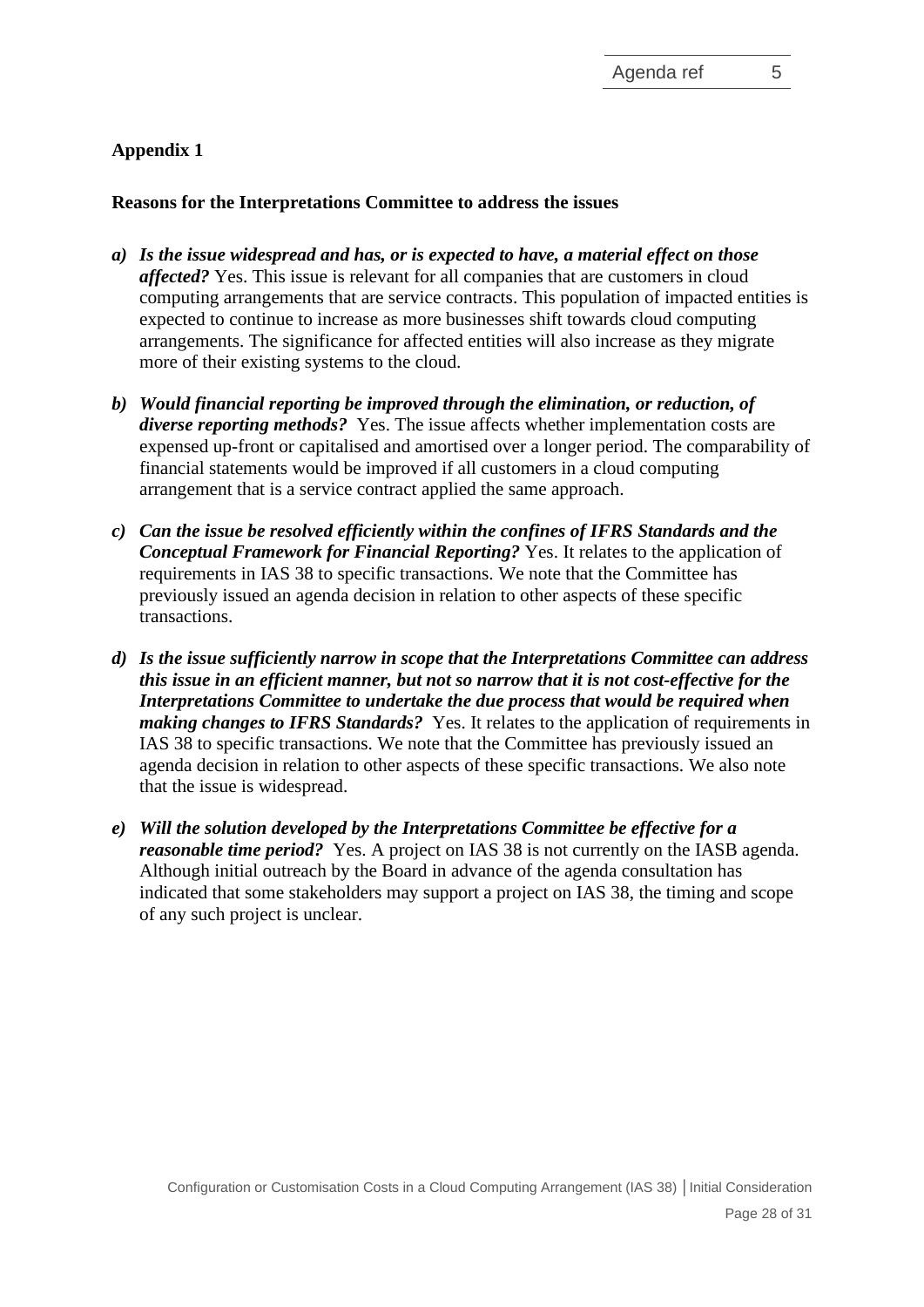**Appendix 1**

**Reasons for the Interpretations Committee to address the issues**

a) ***Is the issue widespread and has, or is expected to have, a material effect on those affected?*** Yes. This issue is relevant for all companies that are customers in cloud computing arrangements that are service contracts. This population of impacted entities is expected to continue to increase as more businesses shift towards cloud computing arrangements. The significance for affected entities will also increase as they migrate more of their existing systems to the cloud.

b) ***Would financial reporting be improved through the elimination, or reduction, of diverse reporting methods?*** Yes. The issue affects whether implementation costs are expensed up-front or capitalised and amortised over a longer period. The comparability of financial statements would be improved if all customers in a cloud computing arrangement that is a service contract applied the same approach.

c) ***Can the issue be resolved efficiently within the confines of IFRS Standards and the Conceptual Framework for Financial Reporting?*** Yes. It relates to the application of requirements in IAS 38 to specific transactions. We note that the Committee has previously issued an agenda decision in relation to other aspects of these specific transactions.

d) ***Is the issue sufficiently narrow in scope that the Interpretations Committee can address this issue in an efficient manner, but not so narrow that it is not cost-effective for the Interpretations Committee to undertake the due process that would be required when making changes to IFRS Standards?*** Yes. It relates to the application of requirements in IAS 38 to specific transactions. We note that the Committee has previously issued an agenda decision in relation to other aspects of these specific transactions. We also note that the issue is widespread.

e) ***Will the solution developed by the Interpretations Committee be effective for a reasonable time period?*** Yes. A project on IAS 38 is not currently on the IASB agenda. Although initial outreach by the Board in advance of the agenda consultation has indicated that some stakeholders may support a project on IAS 38, the timing and scope of any such project is unclear.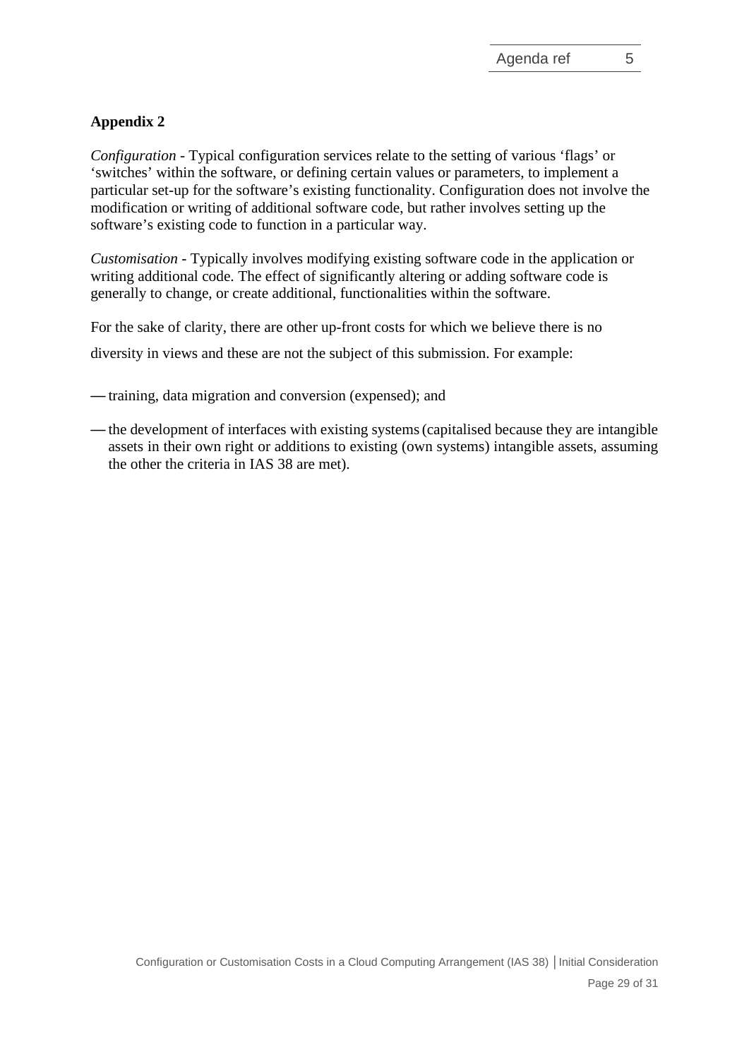**Appendix 2**

*Configuration* - Typical configuration services relate to the setting of various 'flags' or 'switches' within the software, or defining certain values or parameters, to implement a particular set-up for the software's existing functionality. Configuration does not involve the modification or writing of additional software code, but rather involves setting up the software's existing code to function in a particular way.

*Customisation* - Typically involves modifying existing software code in the application or writing additional code. The effect of significantly altering or adding software code is generally to change, or create additional, functionalities within the software.

For the sake of clarity, there are other up-front costs for which we believe there is no diversity in views and these are not the subject of this submission. For example:

- training, data migration and conversion (expensed); and
- the development of interfaces with existing systems (capitalised because they are intangible assets in their own right or additions to existing (own systems) intangible assets, assuming the other the criteria in IAS 38 are met).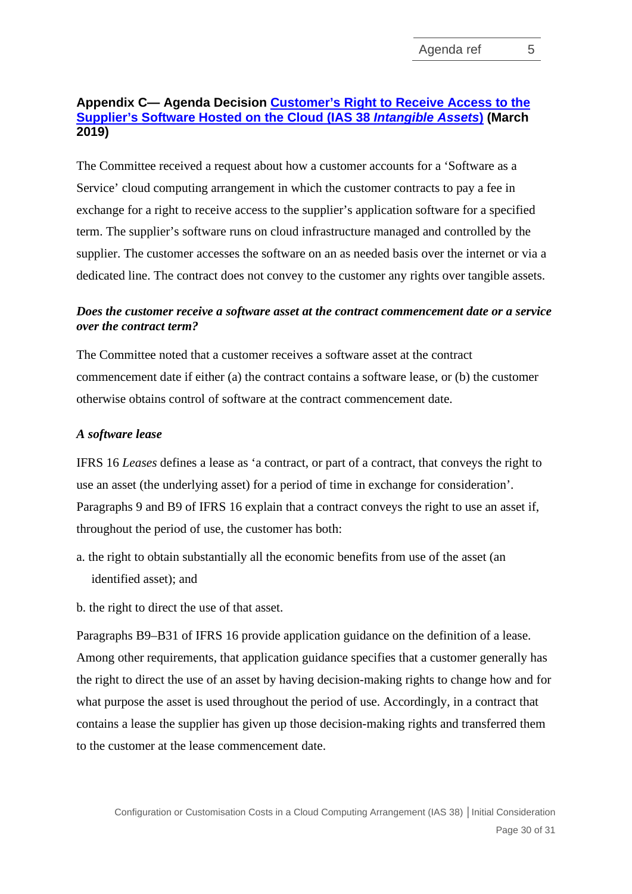## Appendix C— Agenda Decision [Customer's Right to Receive Access to the Supplier's Software Hosted on the Cloud (IAS 38 *Intangible Assets*)] (March 2019)

The Committee received a request about how a customer accounts for a 'Software as a Service' cloud computing arrangement in which the customer contracts to pay a fee in exchange for a right to receive access to the supplier's application software for a specified term. The supplier's software runs on cloud infrastructure managed and controlled by the supplier. The customer accesses the software on an as needed basis over the internet or via a dedicated line. The contract does not convey to the customer any rights over tangible assets.

### *Does the customer receive a software asset at the contract commencement date or a service over the contract term?*

The Committee noted that a customer receives a software asset at the contract commencement date if either (a) the contract contains a software lease, or (b) the customer otherwise obtains control of software at the contract commencement date.

#### *A software lease*

IFRS 16 *Leases* defines a lease as 'a contract, or part of a contract, that conveys the right to use an asset (the underlying asset) for a period of time in exchange for consideration'. Paragraphs 9 and B9 of IFRS 16 explain that a contract conveys the right to use an asset if, throughout the period of use, the customer has both:

a. the right to obtain substantially all the economic benefits from use of the asset (an identified asset); and

b. the right to direct the use of that asset.

Paragraphs B9–B31 of IFRS 16 provide application guidance on the definition of a lease. Among other requirements, that application guidance specifies that a customer generally has the right to direct the use of an asset by having decision-making rights to change how and for what purpose the asset is used throughout the period of use. Accordingly, in a contract that contains a lease the supplier has given up those decision-making rights and transferred them to the customer at the lease commencement date.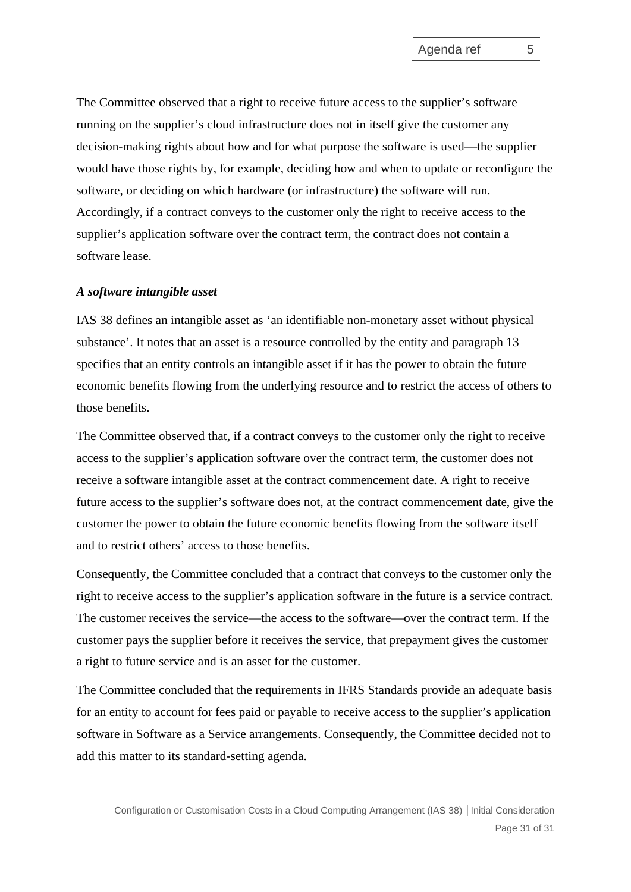The Committee observed that a right to receive future access to the supplier's software running on the supplier's cloud infrastructure does not in itself give the customer any decision-making rights about how and for what purpose the software is used—the supplier would have those rights by, for example, deciding how and when to update or reconfigure the software, or deciding on which hardware (or infrastructure) the software will run. Accordingly, if a contract conveys to the customer only the right to receive access to the supplier's application software over the contract term, the contract does not contain a software lease.

***A software intangible asset***

IAS 38 defines an intangible asset as 'an identifiable non-monetary asset without physical substance'. It notes that an asset is a resource controlled by the entity and paragraph 13 specifies that an entity controls an intangible asset if it has the power to obtain the future economic benefits flowing from the underlying resource and to restrict the access of others to those benefits.

The Committee observed that, if a contract conveys to the customer only the right to receive access to the supplier's application software over the contract term, the customer does not receive a software intangible asset at the contract commencement date. A right to receive future access to the supplier's software does not, at the contract commencement date, give the customer the power to obtain the future economic benefits flowing from the software itself and to restrict others' access to those benefits.

Consequently, the Committee concluded that a contract that conveys to the customer only the right to receive access to the supplier's application software in the future is a service contract. The customer receives the service—the access to the software—over the contract term. If the customer pays the supplier before it receives the service, that prepayment gives the customer a right to future service and is an asset for the customer.

The Committee concluded that the requirements in IFRS Standards provide an adequate basis for an entity to account for fees paid or payable to receive access to the supplier's application software in Software as a Service arrangements. Consequently, the Committee decided not to add this matter to its standard-setting agenda.